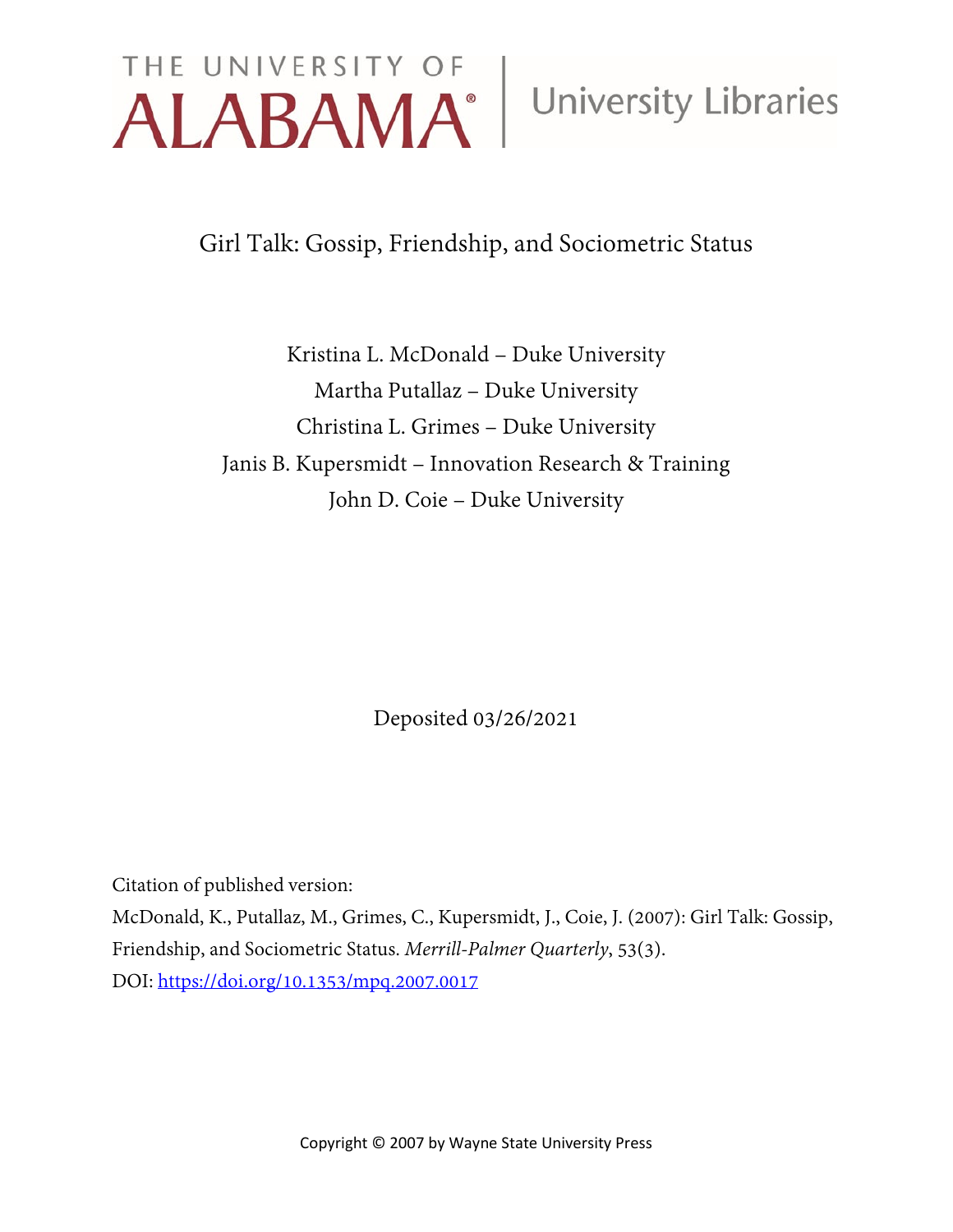THE UNIVERSITY OF ALABAMA | University Libraries

# Girl Talk: Gossip, Friendship, and Sociometric Status

Kristina L. McDonald – Duke University
Martha Putallaz – Duke University
Christina L. Grimes – Duke University
Janis B. Kupersmidt – Innovation Research & Training
John D. Coie – Duke University

Deposited 03/26/2021

Citation of published version:
McDonald, K., Putallaz, M., Grimes, C., Kupersmidt, J., Coie, J. (2007): Girl Talk: Gossip, Friendship, and Sociometric Status. *Merrill-Palmer Quarterly*, 53(3).
DOI: https://doi.org/10.1353/mpq.2007.0017

Copyright © 2007 by Wayne State University Press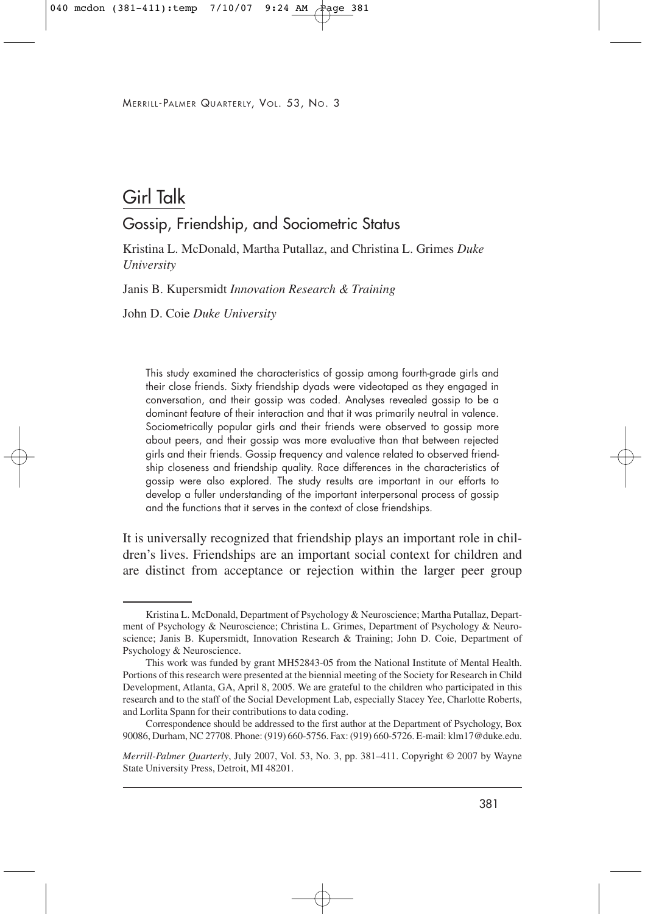# Girl Talk

## Gossip, Friendship, and Sociometric Status

Kristina L. McDonald, Martha Putallaz, and Christina L. Grimes *Duke University*

Janis B. Kupersmidt *Innovation Research & Training*

John D. Coie *Duke University*

> This study examined the characteristics of gossip among fourth-grade girls and their close friends. Sixty friendship dyads were videotaped as they engaged in conversation, and their gossip was coded. Analyses revealed gossip to be a dominant feature of their interaction and that it was primarily neutral in valence. Sociometrically popular girls and their friends were observed to gossip more about peers, and their gossip was more evaluative than that between rejected girls and their friends. Gossip frequency and valence related to observed friendship closeness and friendship quality. Race differences in the characteristics of gossip were also explored. The study results are important in our efforts to develop a fuller understanding of the important interpersonal process of gossip and the functions that it serves in the context of close friendships.

It is universally recognized that friendship plays an important role in children's lives. Friendships are an important social context for children and are distinct from acceptance or rejection within the larger peer group

---

Kristina L. McDonald, Department of Psychology & Neuroscience; Martha Putallaz, Department of Psychology & Neuroscience; Christina L. Grimes, Department of Psychology & Neuroscience; Janis B. Kupersmidt, Innovation Research & Training; John D. Coie, Department of Psychology & Neuroscience.

This work was funded by grant MH52843-05 from the National Institute of Mental Health. Portions of this research were presented at the biennial meeting of the Society for Research in Child Development, Atlanta, GA, April 8, 2005. We are grateful to the children who participated in this research and to the staff of the Social Development Lab, especially Stacey Yee, Charlotte Roberts, and Lorlita Spann for their contributions to data coding.

Correspondence should be addressed to the first author at the Department of Psychology, Box 90086, Durham, NC 27708. Phone: (919) 660-5756. Fax: (919) 660-5726. E-mail: klm17@duke.edu.

*Merrill-Palmer Quarterly*, July 2007, Vol. 53, No. 3, pp. 381–411. Copyright © 2007 by Wayne State University Press, Detroit, MI 48201.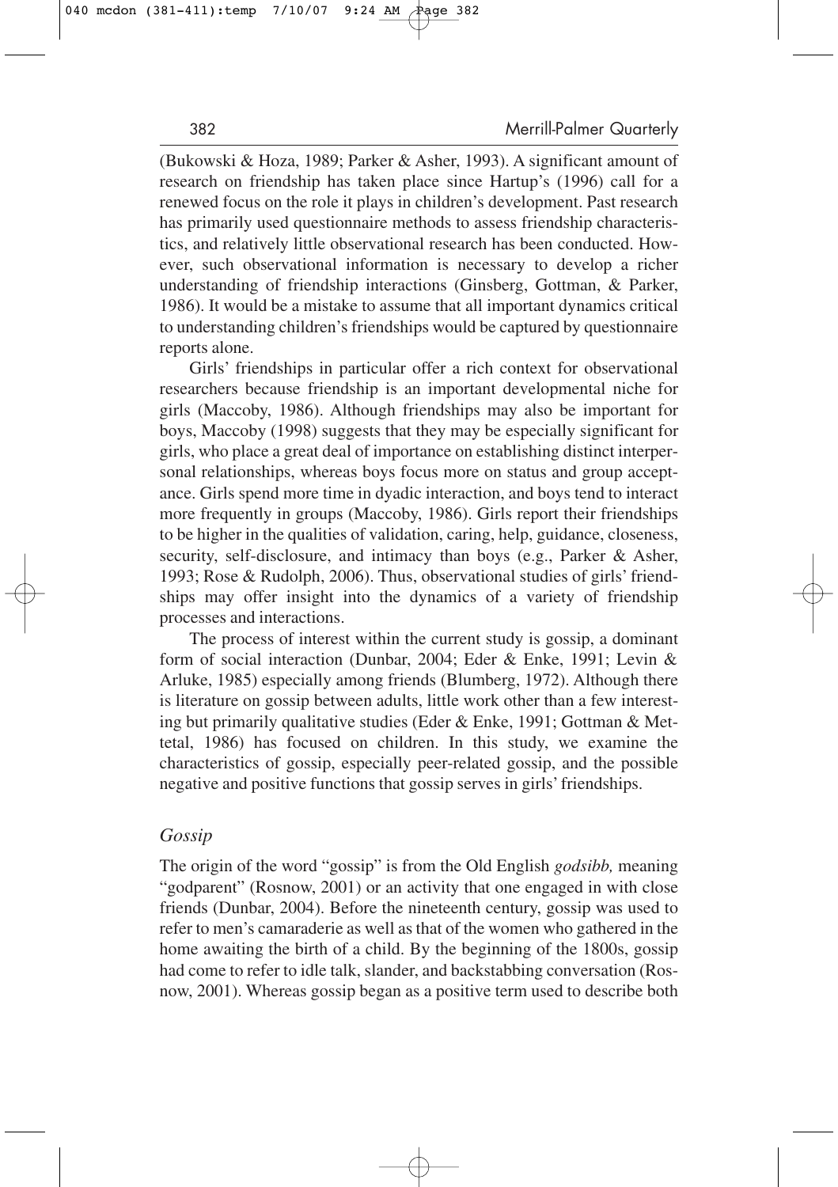(Bukowski & Hoza, 1989; Parker & Asher, 1993). A significant amount of research on friendship has taken place since Hartup's (1996) call for a renewed focus on the role it plays in children's development. Past research has primarily used questionnaire methods to assess friendship characteristics, and relatively little observational research has been conducted. However, such observational information is necessary to develop a richer understanding of friendship interactions (Ginsberg, Gottman, & Parker, 1986). It would be a mistake to assume that all important dynamics critical to understanding children's friendships would be captured by questionnaire reports alone.

Girls' friendships in particular offer a rich context for observational researchers because friendship is an important developmental niche for girls (Maccoby, 1986). Although friendships may also be important for boys, Maccoby (1998) suggests that they may be especially significant for girls, who place a great deal of importance on establishing distinct interpersonal relationships, whereas boys focus more on status and group acceptance. Girls spend more time in dyadic interaction, and boys tend to interact more frequently in groups (Maccoby, 1986). Girls report their friendships to be higher in the qualities of validation, caring, help, guidance, closeness, security, self-disclosure, and intimacy than boys (e.g., Parker & Asher, 1993; Rose & Rudolph, 2006). Thus, observational studies of girls' friendships may offer insight into the dynamics of a variety of friendship processes and interactions.

The process of interest within the current study is gossip, a dominant form of social interaction (Dunbar, 2004; Eder & Enke, 1991; Levin & Arluke, 1985) especially among friends (Blumberg, 1972). Although there is literature on gossip between adults, little work other than a few interesting but primarily qualitative studies (Eder & Enke, 1991; Gottman & Mettetal, 1986) has focused on children. In this study, we examine the characteristics of gossip, especially peer-related gossip, and the possible negative and positive functions that gossip serves in girls' friendships.

### *Gossip*

The origin of the word "gossip" is from the Old English *godsibb,* meaning "godparent" (Rosnow, 2001) or an activity that one engaged in with close friends (Dunbar, 2004). Before the nineteenth century, gossip was used to refer to men's camaraderie as well as that of the women who gathered in the home awaiting the birth of a child. By the beginning of the 1800s, gossip had come to refer to idle talk, slander, and backstabbing conversation (Rosnow, 2001). Whereas gossip began as a positive term used to describe both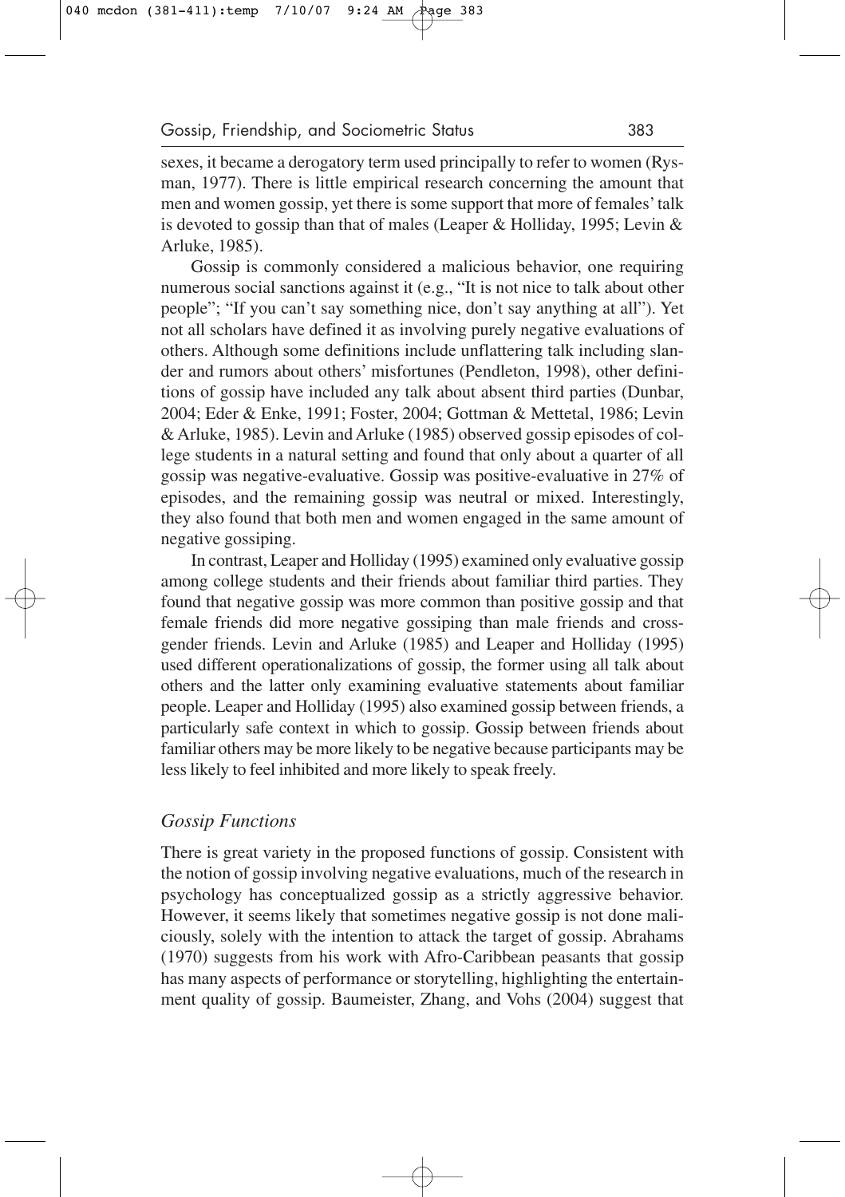sexes, it became a derogatory term used principally to refer to women (Rysman, 1977). There is little empirical research concerning the amount that men and women gossip, yet there is some support that more of females' talk is devoted to gossip than that of males (Leaper & Holliday, 1995; Levin & Arluke, 1985).

Gossip is commonly considered a malicious behavior, one requiring numerous social sanctions against it (e.g., "It is not nice to talk about other people"; "If you can't say something nice, don't say anything at all"). Yet not all scholars have defined it as involving purely negative evaluations of others. Although some definitions include unflattering talk including slander and rumors about others' misfortunes (Pendleton, 1998), other definitions of gossip have included any talk about absent third parties (Dunbar, 2004; Eder & Enke, 1991; Foster, 2004; Gottman & Mettetal, 1986; Levin & Arluke, 1985). Levin and Arluke (1985) observed gossip episodes of college students in a natural setting and found that only about a quarter of all gossip was negative-evaluative. Gossip was positive-evaluative in 27% of episodes, and the remaining gossip was neutral or mixed. Interestingly, they also found that both men and women engaged in the same amount of negative gossiping.

In contrast, Leaper and Holliday (1995) examined only evaluative gossip among college students and their friends about familiar third parties. They found that negative gossip was more common than positive gossip and that female friends did more negative gossiping than male friends and cross-gender friends. Levin and Arluke (1985) and Leaper and Holliday (1995) used different operationalizations of gossip, the former using all talk about others and the latter only examining evaluative statements about familiar people. Leaper and Holliday (1995) also examined gossip between friends, a particularly safe context in which to gossip. Gossip between friends about familiar others may be more likely to be negative because participants may be less likely to feel inhibited and more likely to speak freely.

### *Gossip Functions*

There is great variety in the proposed functions of gossip. Consistent with the notion of gossip involving negative evaluations, much of the research in psychology has conceptualized gossip as a strictly aggressive behavior. However, it seems likely that sometimes negative gossip is not done maliciously, solely with the intention to attack the target of gossip. Abrahams (1970) suggests from his work with Afro-Caribbean peasants that gossip has many aspects of performance or storytelling, highlighting the entertainment quality of gossip. Baumeister, Zhang, and Vohs (2004) suggest that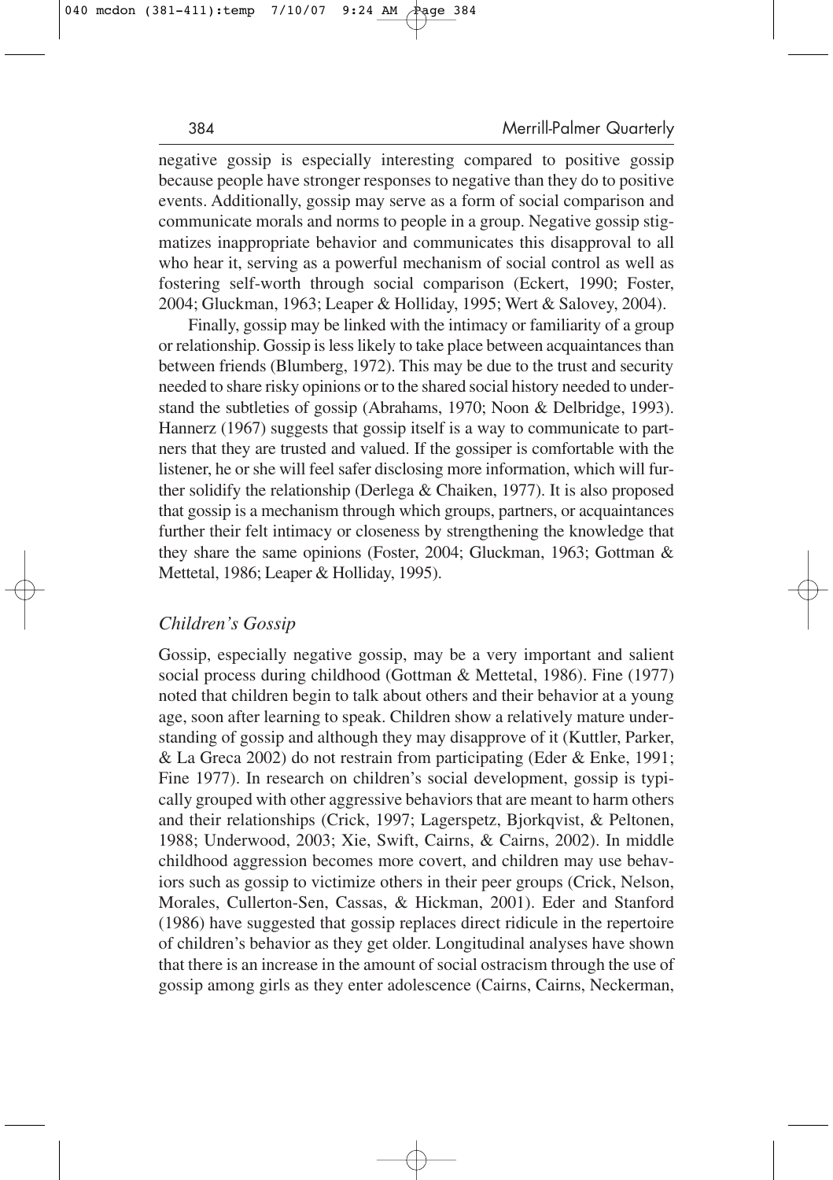negative gossip is especially interesting compared to positive gossip because people have stronger responses to negative than they do to positive events. Additionally, gossip may serve as a form of social comparison and communicate morals and norms to people in a group. Negative gossip stigmatizes inappropriate behavior and communicates this disapproval to all who hear it, serving as a powerful mechanism of social control as well as fostering self-worth through social comparison (Eckert, 1990; Foster, 2004; Gluckman, 1963; Leaper & Holliday, 1995; Wert & Salovey, 2004).

Finally, gossip may be linked with the intimacy or familiarity of a group or relationship. Gossip is less likely to take place between acquaintances than between friends (Blumberg, 1972). This may be due to the trust and security needed to share risky opinions or to the shared social history needed to understand the subtleties of gossip (Abrahams, 1970; Noon & Delbridge, 1993). Hannerz (1967) suggests that gossip itself is a way to communicate to partners that they are trusted and valued. If the gossiper is comfortable with the listener, he or she will feel safer disclosing more information, which will further solidify the relationship (Derlega & Chaiken, 1977). It is also proposed that gossip is a mechanism through which groups, partners, or acquaintances further their felt intimacy or closeness by strengthening the knowledge that they share the same opinions (Foster, 2004; Gluckman, 1963; Gottman & Mettetal, 1986; Leaper & Holliday, 1995).

### *Children's Gossip*

Gossip, especially negative gossip, may be a very important and salient social process during childhood (Gottman & Mettetal, 1986). Fine (1977) noted that children begin to talk about others and their behavior at a young age, soon after learning to speak. Children show a relatively mature understanding of gossip and although they may disapprove of it (Kuttler, Parker, & La Greca 2002) do not restrain from participating (Eder & Enke, 1991; Fine 1977). In research on children's social development, gossip is typically grouped with other aggressive behaviors that are meant to harm others and their relationships (Crick, 1997; Lagerspetz, Bjorkqvist, & Peltonen, 1988; Underwood, 2003; Xie, Swift, Cairns, & Cairns, 2002). In middle childhood aggression becomes more covert, and children may use behaviors such as gossip to victimize others in their peer groups (Crick, Nelson, Morales, Cullerton-Sen, Cassas, & Hickman, 2001). Eder and Stanford (1986) have suggested that gossip replaces direct ridicule in the repertoire of children's behavior as they get older. Longitudinal analyses have shown that there is an increase in the amount of social ostracism through the use of gossip among girls as they enter adolescence (Cairns, Cairns, Neckerman,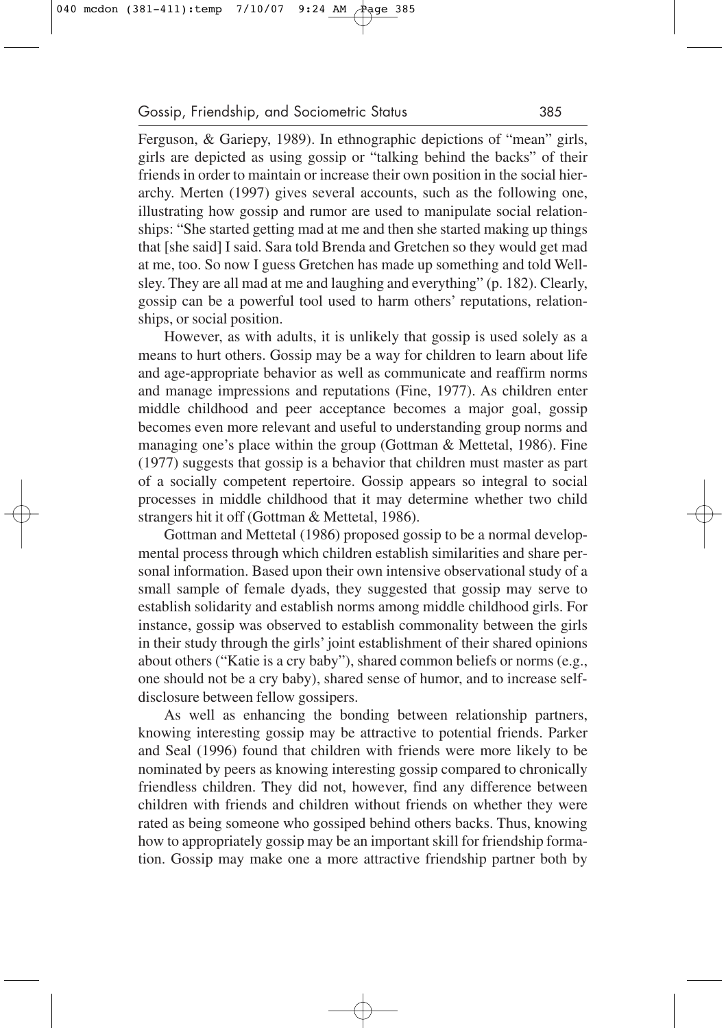Ferguson, & Gariepy, 1989). In ethnographic depictions of "mean" girls, girls are depicted as using gossip or "talking behind the backs" of their friends in order to maintain or increase their own position in the social hierarchy. Merten (1997) gives several accounts, such as the following one, illustrating how gossip and rumor are used to manipulate social relationships: "She started getting mad at me and then she started making up things that [she said] I said. Sara told Brenda and Gretchen so they would get mad at me, too. So now I guess Gretchen has made up something and told Wellsley. They are all mad at me and laughing and everything" (p. 182). Clearly, gossip can be a powerful tool used to harm others' reputations, relationships, or social position.

However, as with adults, it is unlikely that gossip is used solely as a means to hurt others. Gossip may be a way for children to learn about life and age-appropriate behavior as well as communicate and reaffirm norms and manage impressions and reputations (Fine, 1977). As children enter middle childhood and peer acceptance becomes a major goal, gossip becomes even more relevant and useful to understanding group norms and managing one's place within the group (Gottman & Mettetal, 1986). Fine (1977) suggests that gossip is a behavior that children must master as part of a socially competent repertoire. Gossip appears so integral to social processes in middle childhood that it may determine whether two child strangers hit it off (Gottman & Mettetal, 1986).

Gottman and Mettetal (1986) proposed gossip to be a normal developmental process through which children establish similarities and share personal information. Based upon their own intensive observational study of a small sample of female dyads, they suggested that gossip may serve to establish solidarity and establish norms among middle childhood girls. For instance, gossip was observed to establish commonality between the girls in their study through the girls' joint establishment of their shared opinions about others ("Katie is a cry baby"), shared common beliefs or norms (e.g., one should not be a cry baby), shared sense of humor, and to increase self-disclosure between fellow gossipers.

As well as enhancing the bonding between relationship partners, knowing interesting gossip may be attractive to potential friends. Parker and Seal (1996) found that children with friends were more likely to be nominated by peers as knowing interesting gossip compared to chronically friendless children. They did not, however, find any difference between children with friends and children without friends on whether they were rated as being someone who gossiped behind others backs. Thus, knowing how to appropriately gossip may be an important skill for friendship formation. Gossip may make one a more attractive friendship partner both by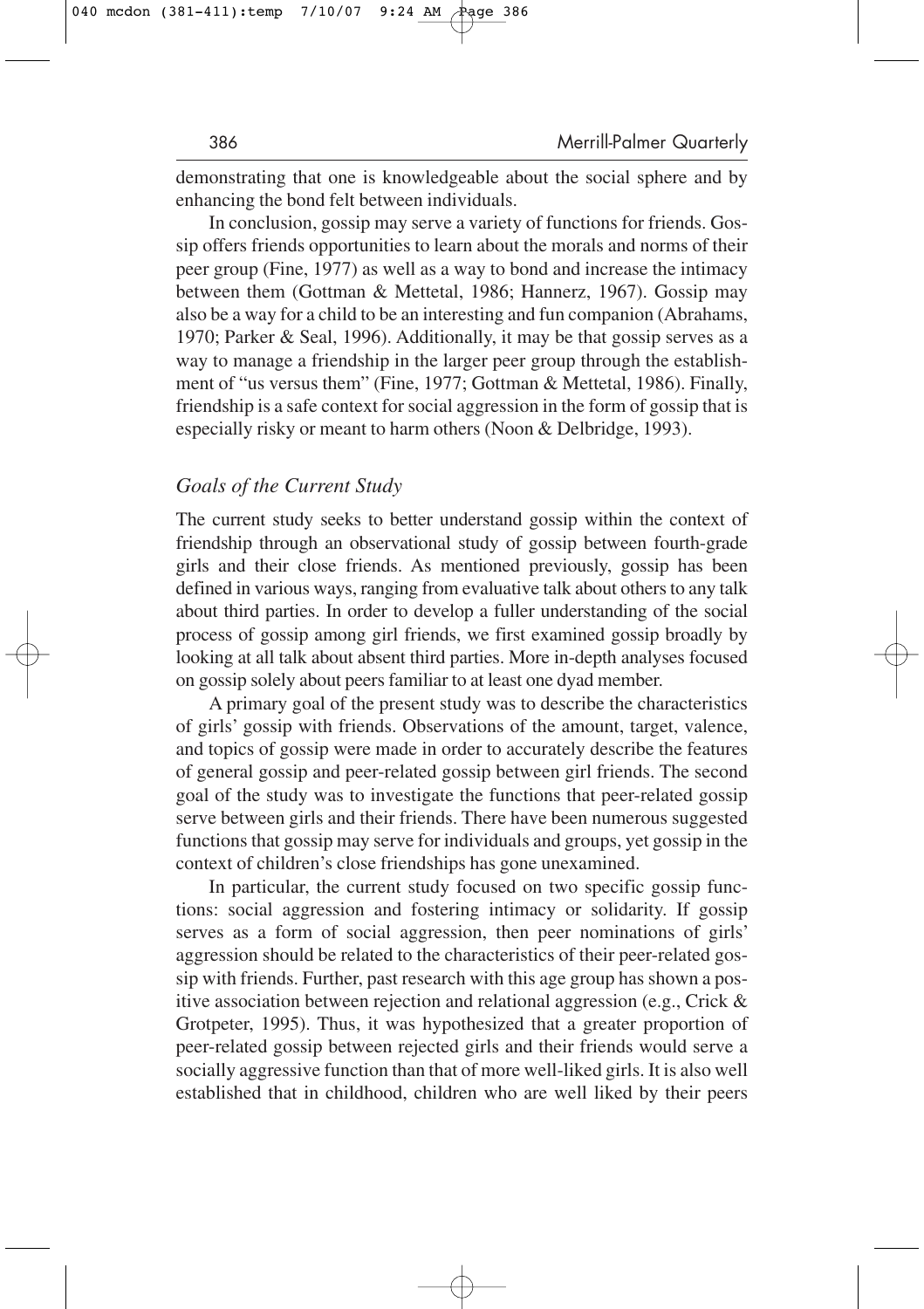demonstrating that one is knowledgeable about the social sphere and by enhancing the bond felt between individuals.

In conclusion, gossip may serve a variety of functions for friends. Gossip offers friends opportunities to learn about the morals and norms of their peer group (Fine, 1977) as well as a way to bond and increase the intimacy between them (Gottman & Mettetal, 1986; Hannerz, 1967). Gossip may also be a way for a child to be an interesting and fun companion (Abrahams, 1970; Parker & Seal, 1996). Additionally, it may be that gossip serves as a way to manage a friendship in the larger peer group through the establishment of "us versus them" (Fine, 1977; Gottman & Mettetal, 1986). Finally, friendship is a safe context for social aggression in the form of gossip that is especially risky or meant to harm others (Noon & Delbridge, 1993).

### *Goals of the Current Study*

The current study seeks to better understand gossip within the context of friendship through an observational study of gossip between fourth-grade girls and their close friends. As mentioned previously, gossip has been defined in various ways, ranging from evaluative talk about others to any talk about third parties. In order to develop a fuller understanding of the social process of gossip among girl friends, we first examined gossip broadly by looking at all talk about absent third parties. More in-depth analyses focused on gossip solely about peers familiar to at least one dyad member.

A primary goal of the present study was to describe the characteristics of girls' gossip with friends. Observations of the amount, target, valence, and topics of gossip were made in order to accurately describe the features of general gossip and peer-related gossip between girl friends. The second goal of the study was to investigate the functions that peer-related gossip serve between girls and their friends. There have been numerous suggested functions that gossip may serve for individuals and groups, yet gossip in the context of children's close friendships has gone unexamined.

In particular, the current study focused on two specific gossip functions: social aggression and fostering intimacy or solidarity. If gossip serves as a form of social aggression, then peer nominations of girls' aggression should be related to the characteristics of their peer-related gossip with friends. Further, past research with this age group has shown a positive association between rejection and relational aggression (e.g., Crick & Grotpeter, 1995). Thus, it was hypothesized that a greater proportion of peer-related gossip between rejected girls and their friends would serve a socially aggressive function than that of more well-liked girls. It is also well established that in childhood, children who are well liked by their peers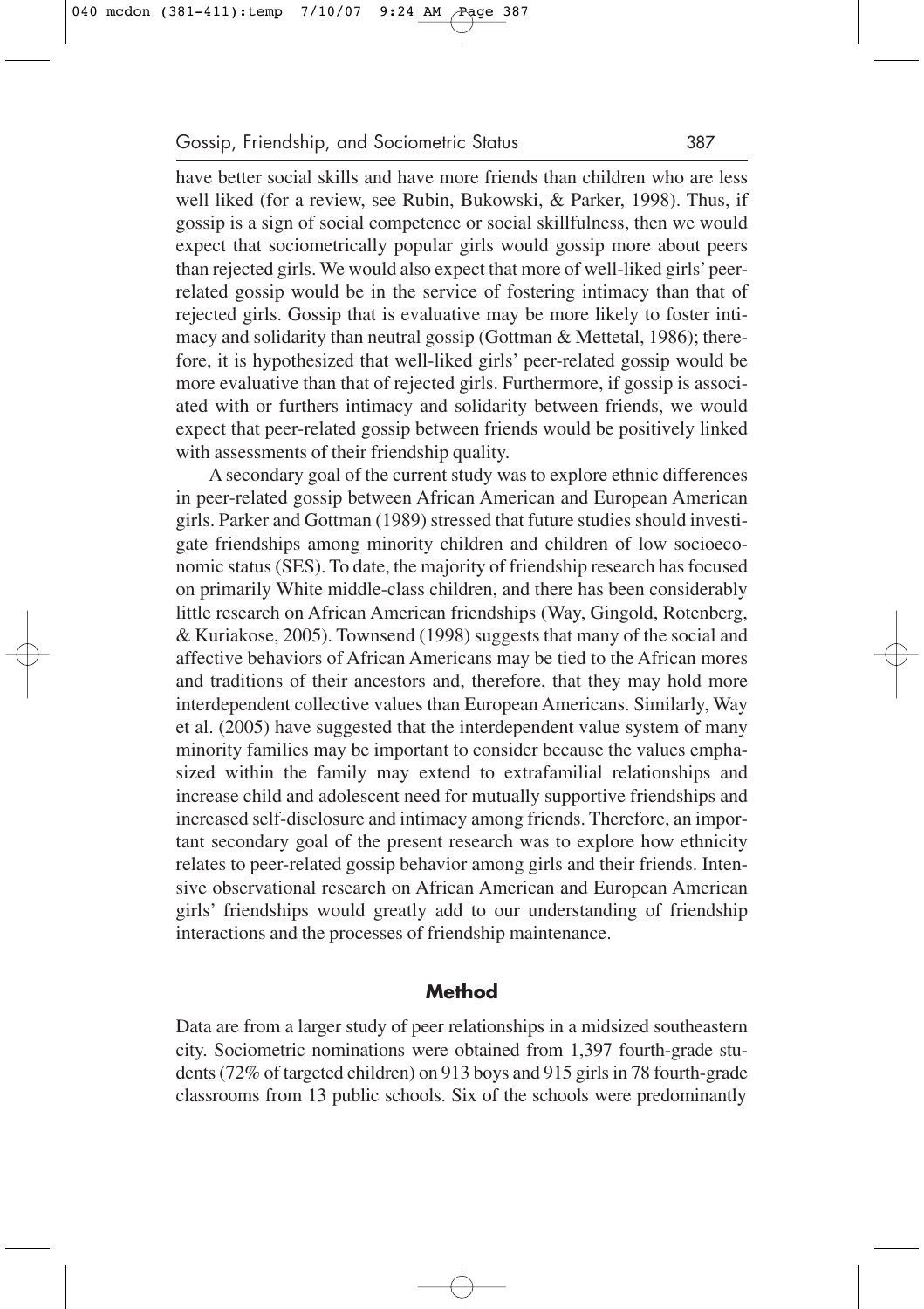have better social skills and have more friends than children who are less well liked (for a review, see Rubin, Bukowski, & Parker, 1998). Thus, if gossip is a sign of social competence or social skillfulness, then we would expect that sociometrically popular girls would gossip more about peers than rejected girls. We would also expect that more of well-liked girls' peer-related gossip would be in the service of fostering intimacy than that of rejected girls. Gossip that is evaluative may be more likely to foster intimacy and solidarity than neutral gossip (Gottman & Mettetal, 1986); therefore, it is hypothesized that well-liked girls' peer-related gossip would be more evaluative than that of rejected girls. Furthermore, if gossip is associated with or furthers intimacy and solidarity between friends, we would expect that peer-related gossip between friends would be positively linked with assessments of their friendship quality.

A secondary goal of the current study was to explore ethnic differences in peer-related gossip between African American and European American girls. Parker and Gottman (1989) stressed that future studies should investigate friendships among minority children and children of low socioeconomic status (SES). To date, the majority of friendship research has focused on primarily White middle-class children, and there has been considerably little research on African American friendships (Way, Gingold, Rotenberg, & Kuriakose, 2005). Townsend (1998) suggests that many of the social and affective behaviors of African Americans may be tied to the African mores and traditions of their ancestors and, therefore, that they may hold more interdependent collective values than European Americans. Similarly, Way et al. (2005) have suggested that the interdependent value system of many minority families may be important to consider because the values emphasized within the family may extend to extrafamilial relationships and increase child and adolescent need for mutually supportive friendships and increased self-disclosure and intimacy among friends. Therefore, an important secondary goal of the present research was to explore how ethnicity relates to peer-related gossip behavior among girls and their friends. Intensive observational research on African American and European American girls' friendships would greatly add to our understanding of friendship interactions and the processes of friendship maintenance.

## Method

Data are from a larger study of peer relationships in a midsized southeastern city. Sociometric nominations were obtained from 1,397 fourth-grade students (72% of targeted children) on 913 boys and 915 girls in 78 fourth-grade classrooms from 13 public schools. Six of the schools were predominantly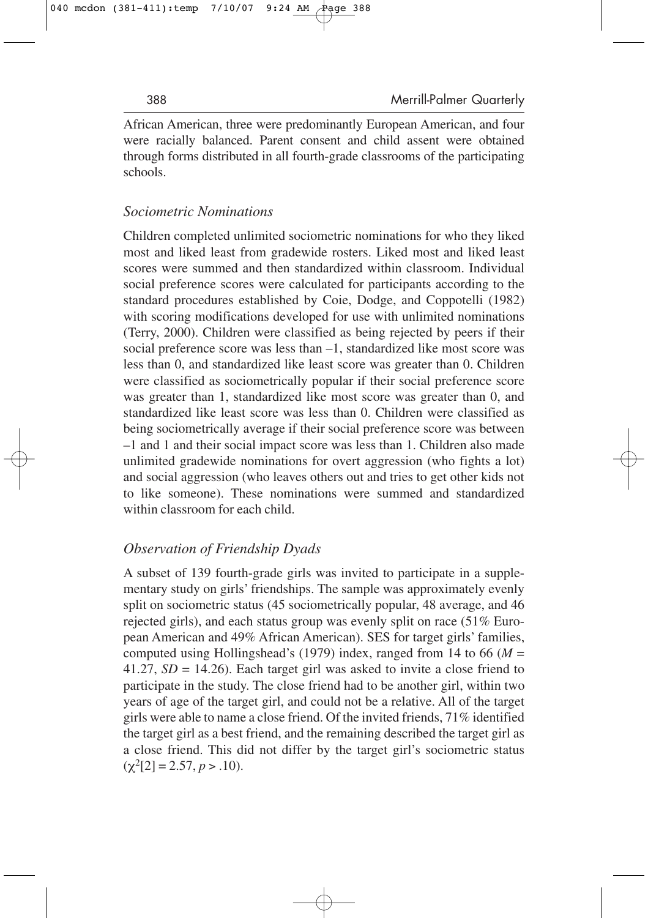African American, three were predominantly European American, and four were racially balanced. Parent consent and child assent were obtained through forms distributed in all fourth-grade classrooms of the participating schools.

### *Sociometric Nominations*

Children completed unlimited sociometric nominations for who they liked most and liked least from gradewide rosters. Liked most and liked least scores were summed and then standardized within classroom. Individual social preference scores were calculated for participants according to the standard procedures established by Coie, Dodge, and Coppotelli (1982) with scoring modifications developed for use with unlimited nominations (Terry, 2000). Children were classified as being rejected by peers if their social preference score was less than –1, standardized like most score was less than 0, and standardized like least score was greater than 0. Children were classified as sociometrically popular if their social preference score was greater than 1, standardized like most score was greater than 0, and standardized like least score was less than 0. Children were classified as being sociometrically average if their social preference score was between –1 and 1 and their social impact score was less than 1. Children also made unlimited gradewide nominations for overt aggression (who fights a lot) and social aggression (who leaves others out and tries to get other kids not to like someone). These nominations were summed and standardized within classroom for each child.

### *Observation of Friendship Dyads*

A subset of 139 fourth-grade girls was invited to participate in a supplementary study on girls' friendships. The sample was approximately evenly split on sociometric status (45 sociometrically popular, 48 average, and 46 rejected girls), and each status group was evenly split on race (51% European American and 49% African American). SES for target girls' families, computed using Hollingshead's (1979) index, ranged from 14 to 66 ($M$ = 41.27, $SD$ = 14.26). Each target girl was asked to invite a close friend to participate in the study. The close friend had to be another girl, within two years of age of the target girl, and could not be a relative. All of the target girls were able to name a close friend. Of the invited friends, 71% identified the target girl as a best friend, and the remaining described the target girl as a close friend. This did not differ by the target girl's sociometric status ($\chi^2[2] = 2.57, p > .10$).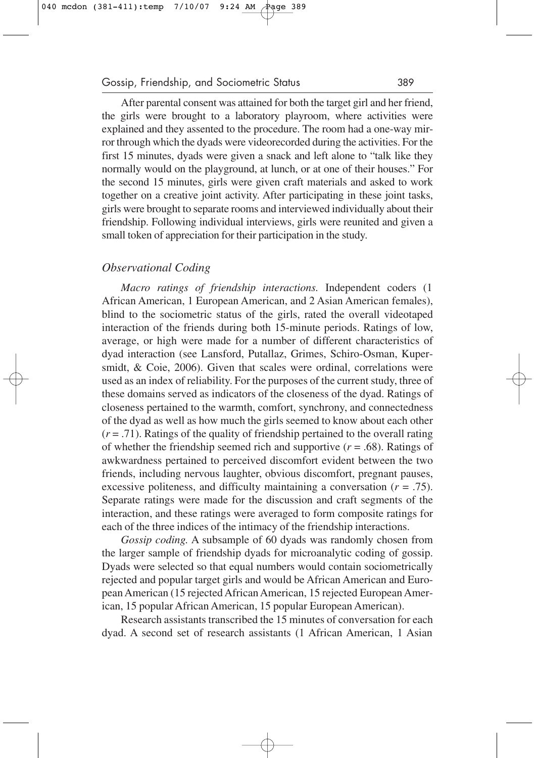After parental consent was attained for both the target girl and her friend, the girls were brought to a laboratory playroom, where activities were explained and they assented to the procedure. The room had a one-way mirror through which the dyads were videorecorded during the activities. For the first 15 minutes, dyads were given a snack and left alone to "talk like they normally would on the playground, at lunch, or at one of their houses." For the second 15 minutes, girls were given craft materials and asked to work together on a creative joint activity. After participating in these joint tasks, girls were brought to separate rooms and interviewed individually about their friendship. Following individual interviews, girls were reunited and given a small token of appreciation for their participation in the study.

### *Observational Coding*

*Macro ratings of friendship interactions.* Independent coders (1 African American, 1 European American, and 2 Asian American females), blind to the sociometric status of the girls, rated the overall videotaped interaction of the friends during both 15-minute periods. Ratings of low, average, or high were made for a number of different characteristics of dyad interaction (see Lansford, Putallaz, Grimes, Schiro-Osman, Kupersmidt, & Coie, 2006). Given that scales were ordinal, correlations were used as an index of reliability. For the purposes of the current study, three of these domains served as indicators of the closeness of the dyad. Ratings of closeness pertained to the warmth, comfort, synchrony, and connectedness of the dyad as well as how much the girls seemed to know about each other ($r = .71$). Ratings of the quality of friendship pertained to the overall rating of whether the friendship seemed rich and supportive ($r = .68$). Ratings of awkwardness pertained to perceived discomfort evident between the two friends, including nervous laughter, obvious discomfort, pregnant pauses, excessive politeness, and difficulty maintaining a conversation ($r = .75$). Separate ratings were made for the discussion and craft segments of the interaction, and these ratings were averaged to form composite ratings for each of the three indices of the intimacy of the friendship interactions.

*Gossip coding.* A subsample of 60 dyads was randomly chosen from the larger sample of friendship dyads for microanalytic coding of gossip. Dyads were selected so that equal numbers would contain sociometrically rejected and popular target girls and would be African American and European American (15 rejected African American, 15 rejected European American, 15 popular African American, 15 popular European American).

Research assistants transcribed the 15 minutes of conversation for each dyad. A second set of research assistants (1 African American, 1 Asian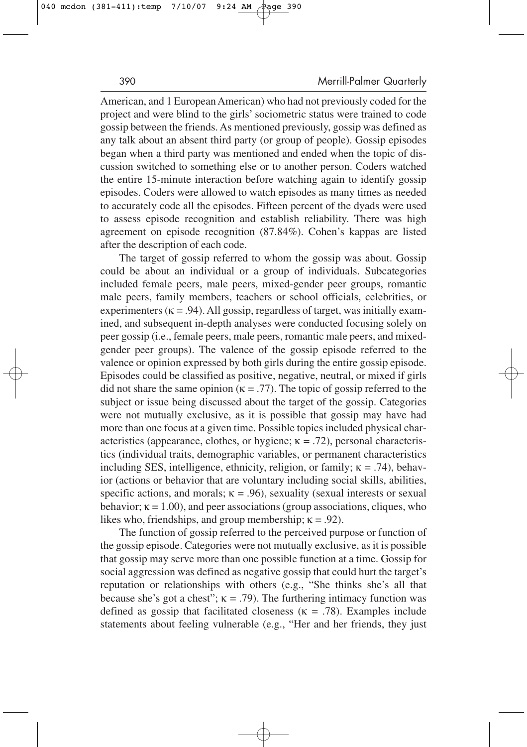American, and 1 European American) who had not previously coded for the project and were blind to the girls' sociometric status were trained to code gossip between the friends. As mentioned previously, gossip was defined as any talk about an absent third party (or group of people). Gossip episodes began when a third party was mentioned and ended when the topic of discussion switched to something else or to another person. Coders watched the entire 15-minute interaction before watching again to identify gossip episodes. Coders were allowed to watch episodes as many times as needed to accurately code all the episodes. Fifteen percent of the dyads were used to assess episode recognition and establish reliability. There was high agreement on episode recognition (87.84%). Cohen's kappas are listed after the description of each code.

The target of gossip referred to whom the gossip was about. Gossip could be about an individual or a group of individuals. Subcategories included female peers, male peers, mixed-gender peer groups, romantic male peers, family members, teachers or school officials, celebrities, or experimenters ($\kappa = .94$). All gossip, regardless of target, was initially examined, and subsequent in-depth analyses were conducted focusing solely on peer gossip (i.e., female peers, male peers, romantic male peers, and mixed-gender peer groups). The valence of the gossip episode referred to the valence or opinion expressed by both girls during the entire gossip episode. Episodes could be classified as positive, negative, neutral, or mixed if girls did not share the same opinion ($\kappa = .77$). The topic of gossip referred to the subject or issue being discussed about the target of the gossip. Categories were not mutually exclusive, as it is possible that gossip may have had more than one focus at a given time. Possible topics included physical characteristics (appearance, clothes, or hygiene; $\kappa = .72$), personal characteristics (individual traits, demographic variables, or permanent characteristics including SES, intelligence, ethnicity, religion, or family; $\kappa = .74$), behavior (actions or behavior that are voluntary including social skills, abilities, specific actions, and morals; $\kappa = .96$), sexuality (sexual interests or sexual behavior; $\kappa = 1.00$), and peer associations (group associations, cliques, who likes who, friendships, and group membership; $\kappa = .92$).

The function of gossip referred to the perceived purpose or function of the gossip episode. Categories were not mutually exclusive, as it is possible that gossip may serve more than one possible function at a time. Gossip for social aggression was defined as negative gossip that could hurt the target's reputation or relationships with others (e.g., "She thinks she's all that because she's got a chest"; $\kappa = .79$). The furthering intimacy function was defined as gossip that facilitated closeness ($\kappa = .78$). Examples include statements about feeling vulnerable (e.g., "Her and her friends, they just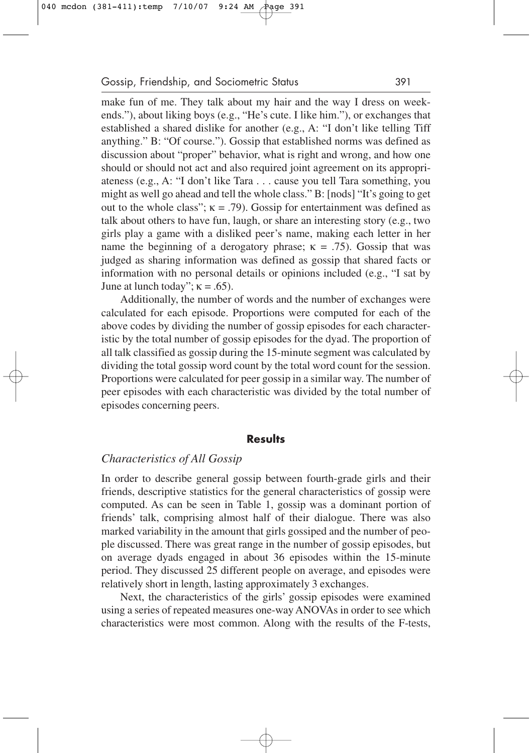make fun of me. They talk about my hair and the way I dress on weekends."), about liking boys (e.g., "He's cute. I like him."), or exchanges that established a shared dislike for another (e.g., A: "I don't like telling Tiff anything." B: "Of course."). Gossip that established norms was defined as discussion about "proper" behavior, what is right and wrong, and how one should or should not act and also required joint agreement on its appropriateness (e.g., A: "I don't like Tara . . . cause you tell Tara something, you might as well go ahead and tell the whole class." B: [nods] "It's going to get out to the whole class"; $\kappa = .79$). Gossip for entertainment was defined as talk about others to have fun, laugh, or share an interesting story (e.g., two girls play a game with a disliked peer's name, making each letter in her name the beginning of a derogatory phrase; $\kappa = .75$). Gossip that was judged as sharing information was defined as gossip that shared facts or information with no personal details or opinions included (e.g., "I sat by June at lunch today"; $\kappa = .65$).

Additionally, the number of words and the number of exchanges were calculated for each episode. Proportions were computed for each of the above codes by dividing the number of gossip episodes for each characteristic by the total number of gossip episodes for the dyad. The proportion of all talk classified as gossip during the 15-minute segment was calculated by dividing the total gossip word count by the total word count for the session. Proportions were calculated for peer gossip in a similar way. The number of peer episodes with each characteristic was divided by the total number of episodes concerning peers.

## Results

### *Characteristics of All Gossip*

In order to describe general gossip between fourth-grade girls and their friends, descriptive statistics for the general characteristics of gossip were computed. As can be seen in Table 1, gossip was a dominant portion of friends' talk, comprising almost half of their dialogue. There was also marked variability in the amount that girls gossiped and the number of people discussed. There was great range in the number of gossip episodes, but on average dyads engaged in about 36 episodes within the 15-minute period. They discussed 25 different people on average, and episodes were relatively short in length, lasting approximately 3 exchanges.

Next, the characteristics of the girls' gossip episodes were examined using a series of repeated measures one-way ANOVAs in order to see which characteristics were most common. Along with the results of the F-tests,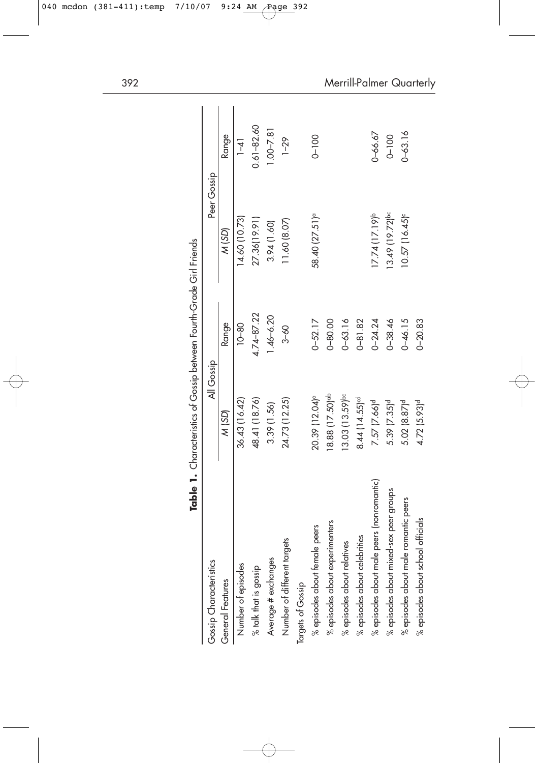**Table 1.** Characteristics of Gossip between Fourth-Grade Girl Friends

| Gossip Characteristics | All Gossip | | Peer Gossip | |
|---|---|---|---|---|
| General Features | *M* (*SD*) | Range | *M* (*SD*) | Range |
| Number of episodes | 36.43 (16.42) | 10–80 | 14.60 (10.73) | 1–41 |
| % talk that is gossip | 48.41 (18.76) | 4.74–87.22 | 27.36(19.91) | 0.61–82.60 |
| Average # exchanges | 3.39 (1.56) | 1.46–6.20 | 3.94 (1.60) | 1.00–7.81 |
| Number of different targets | 24.73 (12.25) | 3–60 | 11.60 (8.07) | 1–29 |
| Targets of Gossip | | | | |
| % episodes about female peers | 20.39 (12.04)[a] | 0–52.17 | 58.40 (27.51)[a] | 0–100 |
| % episodes about experimenters | 18.88 (17.50)[ab] | 0–80.00 | | |
| % episodes about relatives | 13.03 (13.59)[bc] | 0–63.16 | | |
| % episodes about celebrities | 8.44 (14.55)[cd] | 0–81.82 | | |
| % episodes about male peers (nonromantic) | 7.57 (7.66)[d] | 0–24.24 | 17.74 (17.19)[b] | 0–66.67 |
| % episodes about mixed-sex peer groups | 5.39 (7.35)[d] | 0–38.46 | 13.49 (19.72)[bc] | 0–100 |
| % episodes about male romantic peers | 5.02 (8.87)[d] | 0–46.15 | 10.57 (16.45)[c] | 0–63.16 |
| % episodes about school officials | 4.72 (5.93)[d] | 0–20.83 | | |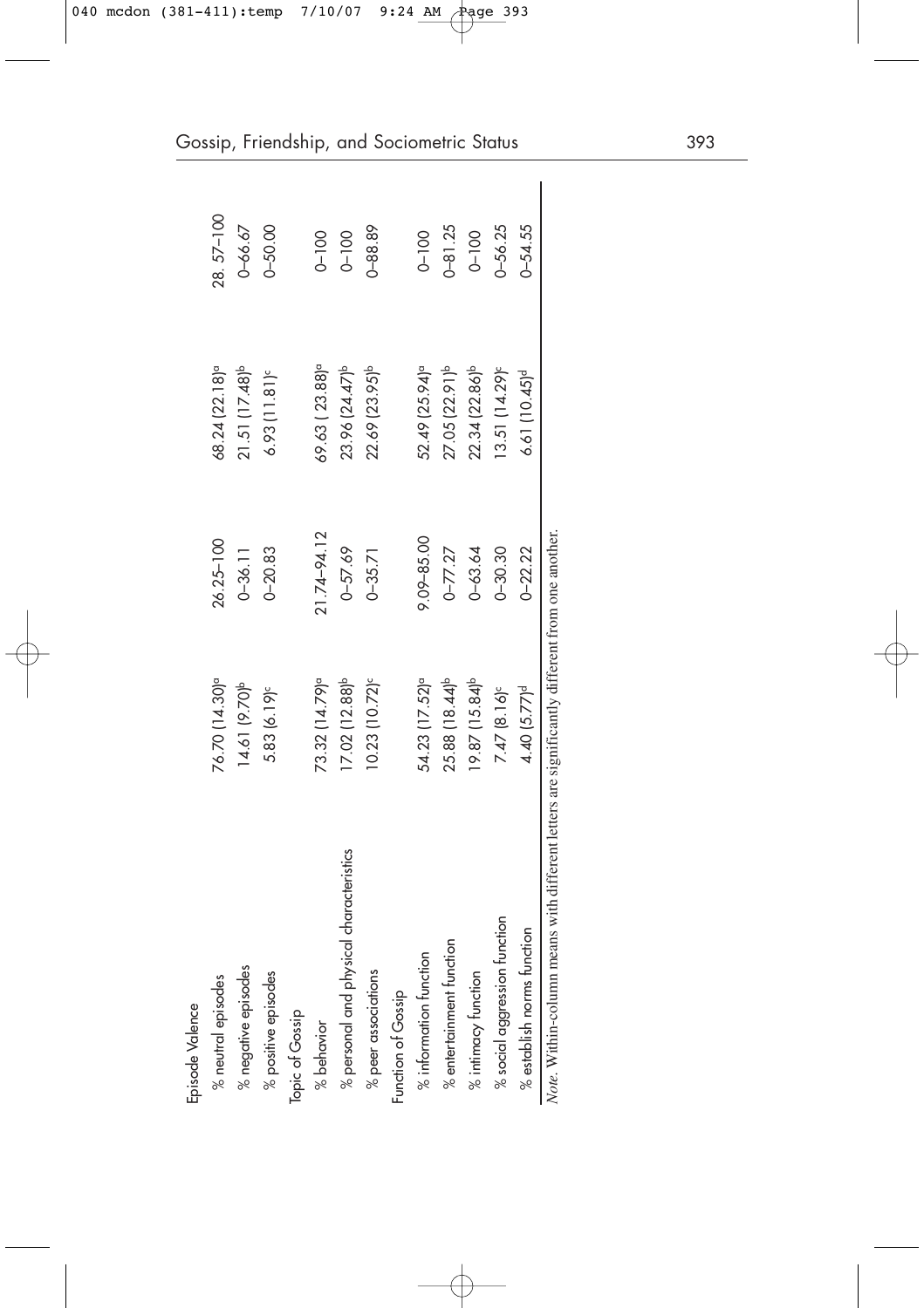| | | | | |
|---|---|---|---|---|
| Episode Valence | | | | |
| % neutral episodes | 76.70 (14.30)[a] | 26.25–100 | 68.24 (22.18)[a] | 28. 57–100 |
| % negative episodes | 14.61 (9.70)[b] | 0–36.11 | 21.51 (17.48)[b] | 0–66.67 |
| % positive episodes | 5.83 (6.19)[c] | 0–20.83 | 6.93 (11.81)[c] | 0–50.00 |
| Topic of Gossip | | | | |
| % behavior | 73.32 (14.79)[a] | 21.74–94.12 | 69.63 ( 23.88)[a] | 0–100 |
| % personal and physical characteristics | 17.02 (12.88)[b] | 0–57.69 | 23.96 (24.47)[b] | 0–100 |
| % peer associations | 10.23 (10.72)[c] | 0–35.71 | 22.69 (23.95)[b] | 0–88.89 |
| Function of Gossip | | | | |
| % information function | 54.23 (17.52)[a] | 9.09–85.00 | 52.49 (25.94)[a] | 0–100 |
| % entertainment function | 25.88 (18.44)[b] | 0–77.27 | 27.05 (22.91)[b] | 0–81.25 |
| % intimacy function | 19.87 (15.84)[b] | 0–63.64 | 22.34 (22.86)[b] | 0–100 |
| % social aggression function | 7.47 (8.16)[c] | 0–30.30 | 13.51 (14.29)[c] | 0–56.25 |
| % establish norms function | 4.40 (5.77)[d] | 0–22.22 | 6.61 (10.45)[d] | 0–54.55 |

*Note*. Within-column means with different letters are significantly different from one another.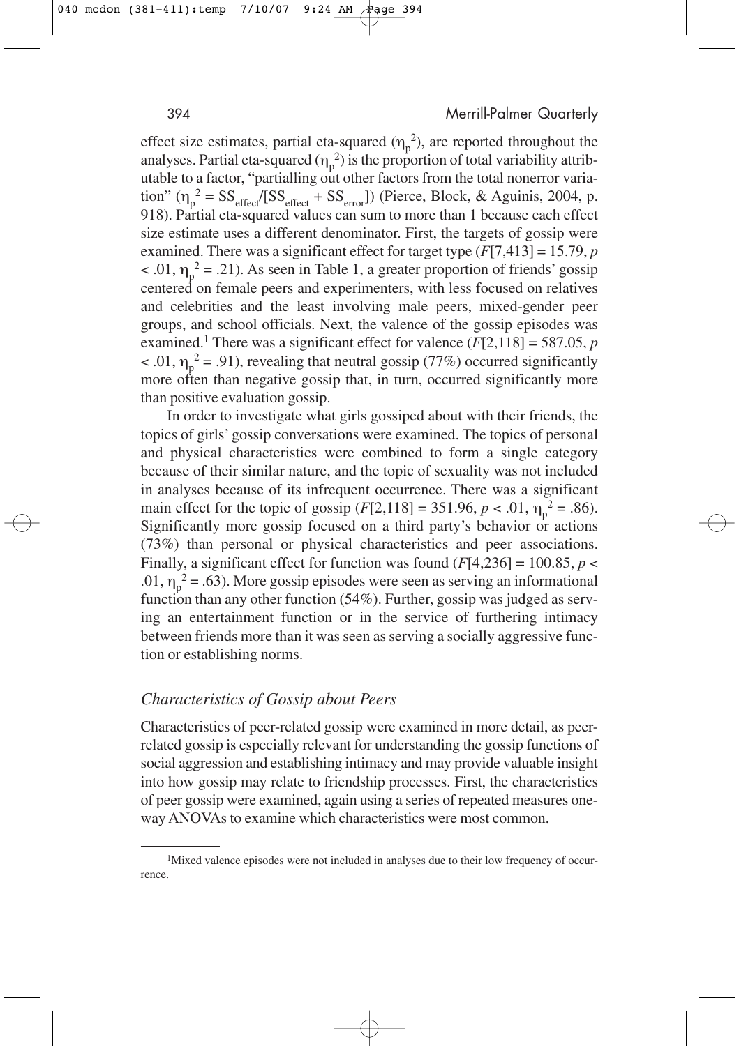effect size estimates, partial eta-squared ($\eta_p^2$), are reported throughout the analyses. Partial eta-squared ($\eta_p^2$) is the proportion of total variability attributable to a factor, "partialling out other factors from the total nonerror variation" ($\eta_p^2 = SS_{effect}/[SS_{effect} + SS_{error}]$) (Pierce, Block, & Aguinis, 2004, p. 918). Partial eta-squared values can sum to more than 1 because each effect size estimate uses a different denominator. First, the targets of gossip were examined. There was a significant effect for target type ($F[7,413] = 15.79$, $p < .01$, $\eta_p^2 = .21$). As seen in Table 1, a greater proportion of friends' gossip centered on female peers and experimenters, with less focused on relatives and celebrities and the least involving male peers, mixed-gender peer groups, and school officials. Next, the valence of the gossip episodes was examined.[1] There was a significant effect for valence ($F[2,118] = 587.05$, $p < .01$, $\eta_p^2 = .91$), revealing that neutral gossip (77%) occurred significantly more often than negative gossip that, in turn, occurred significantly more than positive evaluation gossip.

In order to investigate what girls gossiped about with their friends, the topics of girls' gossip conversations were examined. The topics of personal and physical characteristics were combined to form a single category because of their similar nature, and the topic of sexuality was not included in analyses because of its infrequent occurrence. There was a significant main effect for the topic of gossip ($F[2,118] = 351.96$, $p < .01$, $\eta_p^2 = .86$). Significantly more gossip focused on a third party's behavior or actions (73%) than personal or physical characteristics and peer associations. Finally, a significant effect for function was found ($F[4,236] = 100.85$, $p < .01$, $\eta_p^2 = .63$). More gossip episodes were seen as serving an informational function than any other function (54%). Further, gossip was judged as serving an entertainment function or in the service of furthering intimacy between friends more than it was seen as serving a socially aggressive function or establishing norms.

### *Characteristics of Gossip about Peers*

Characteristics of peer-related gossip were examined in more detail, as peer-related gossip is especially relevant for understanding the gossip functions of social aggression and establishing intimacy and may provide valuable insight into how gossip may relate to friendship processes. First, the characteristics of peer gossip were examined, again using a series of repeated measures one-way ANOVAs to examine which characteristics were most common.

[1] Mixed valence episodes were not included in analyses due to their low frequency of occurrence.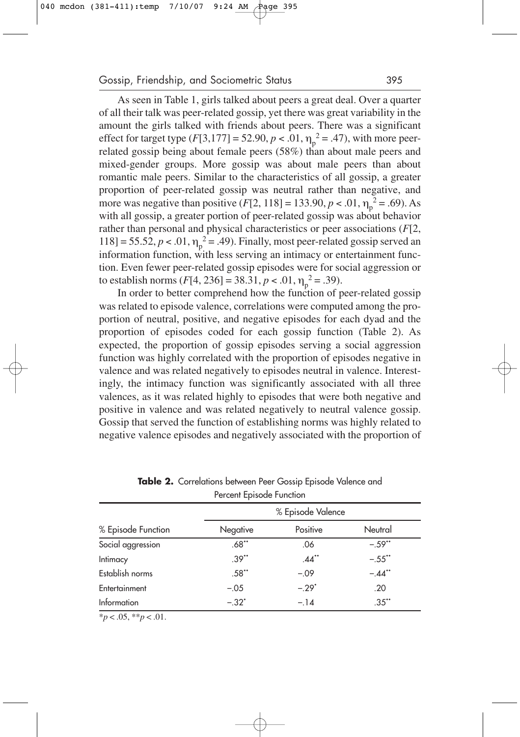As seen in Table 1, girls talked about peers a great deal. Over a quarter of all their talk was peer-related gossip, yet there was great variability in the amount the girls talked with friends about peers. There was a significant effect for target type ($F[3,177] = 52.90$, $p < .01$, $\eta_p^2 = .47$), with more peer-related gossip being about female peers (58%) than about male peers and mixed-gender groups. More gossip was about male peers than about romantic male peers. Similar to the characteristics of all gossip, a greater proportion of peer-related gossip was neutral rather than negative, and more was negative than positive ($F[2, 118] = 133.90$, $p < .01$, $\eta_p^2 = .69$). As with all gossip, a greater portion of peer-related gossip was about behavior rather than personal and physical characteristics or peer associations ($F[2, 118] = 55.52$, $p < .01$, $\eta_p^2 = .49$). Finally, most peer-related gossip served an information function, with less serving an intimacy or entertainment function. Even fewer peer-related gossip episodes were for social aggression or to establish norms ($F[4, 236] = 38.31$, $p < .01$, $\eta_p^2 = .39$).

In order to better comprehend how the function of peer-related gossip was related to episode valence, correlations were computed among the proportion of neutral, positive, and negative episodes for each dyad and the proportion of episodes coded for each gossip function (Table 2). As expected, the proportion of gossip episodes serving a social aggression function was highly correlated with the proportion of episodes negative in valence and was related negatively to episodes neutral in valence. Interestingly, the intimacy function was significantly associated with all three valences, as it was related highly to episodes that were both negative and positive in valence and was related negatively to neutral valence gossip. Gossip that served the function of establishing norms was highly related to negative valence episodes and negatively associated with the proportion of

**Table 2.** Correlations between Peer Gossip Episode Valence and Percent Episode Function

| | % Episode Valence | | |
|---|---|---|---|
| % Episode Function | Negative | Positive | Neutral |
| Social aggression | .68** | .06 | −.59** |
| Intimacy | .39** | .44** | −.55** |
| Establish norms | .58** | −.09 | −.44** |
| Entertainment | −.05 | −.29* | .20 |
| Information | −.32* | −.14 | .35** |

*$p < .05$, **$p < .01$.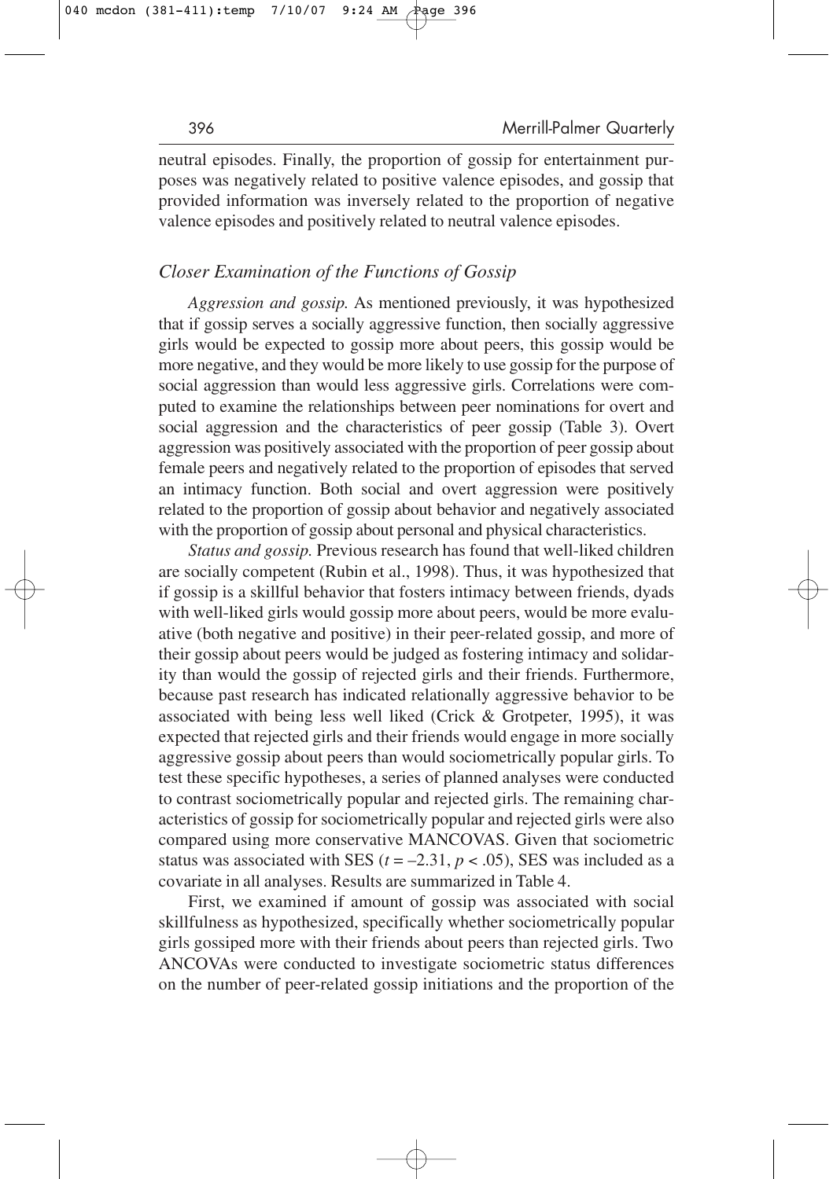neutral episodes. Finally, the proportion of gossip for entertainment purposes was negatively related to positive valence episodes, and gossip that provided information was inversely related to the proportion of negative valence episodes and positively related to neutral valence episodes.

### *Closer Examination of the Functions of Gossip*

*Aggression and gossip.* As mentioned previously, it was hypothesized that if gossip serves a socially aggressive function, then socially aggressive girls would be expected to gossip more about peers, this gossip would be more negative, and they would be more likely to use gossip for the purpose of social aggression than would less aggressive girls. Correlations were computed to examine the relationships between peer nominations for overt and social aggression and the characteristics of peer gossip (Table 3). Overt aggression was positively associated with the proportion of peer gossip about female peers and negatively related to the proportion of episodes that served an intimacy function. Both social and overt aggression were positively related to the proportion of gossip about behavior and negatively associated with the proportion of gossip about personal and physical characteristics.

*Status and gossip.* Previous research has found that well-liked children are socially competent (Rubin et al., 1998). Thus, it was hypothesized that if gossip is a skillful behavior that fosters intimacy between friends, dyads with well-liked girls would gossip more about peers, would be more evaluative (both negative and positive) in their peer-related gossip, and more of their gossip about peers would be judged as fostering intimacy and solidarity than would the gossip of rejected girls and their friends. Furthermore, because past research has indicated relationally aggressive behavior to be associated with being less well liked (Crick & Grotpeter, 1995), it was expected that rejected girls and their friends would engage in more socially aggressive gossip about peers than would sociometrically popular girls. To test these specific hypotheses, a series of planned analyses were conducted to contrast sociometrically popular and rejected girls. The remaining characteristics of gossip for sociometrically popular and rejected girls were also compared using more conservative MANCOVAS. Given that sociometric status was associated with SES ($t = -2.31$, $p < .05$), SES was included as a covariate in all analyses. Results are summarized in Table 4.

First, we examined if amount of gossip was associated with social skillfulness as hypothesized, specifically whether sociometrically popular girls gossiped more with their friends about peers than rejected girls. Two ANCOVAs were conducted to investigate sociometric status differences on the number of peer-related gossip initiations and the proportion of the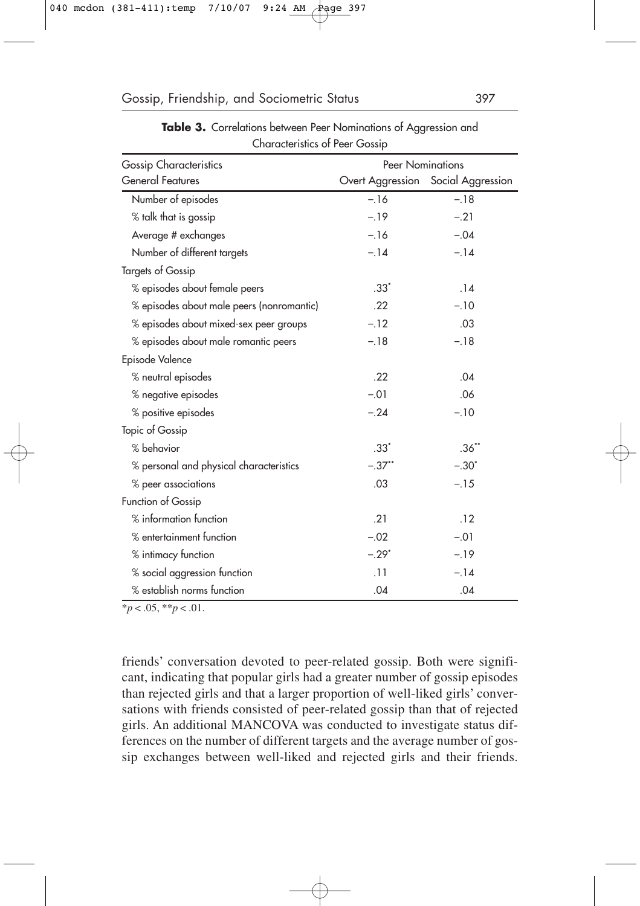**Table 3.** Correlations between Peer Nominations of Aggression and Characteristics of Peer Gossip

| Gossip Characteristics | Peer Nominations | |
|---|---|---|
| General Features | Overt Aggression | Social Aggression |
| Number of episodes | −.16 | −.18 |
| % talk that is gossip | −.19 | −.21 |
| Average # exchanges | −.16 | −.04 |
| Number of different targets | −.14 | −.14 |
| Targets of Gossip | | |
| % episodes about female peers | .33* | .14 |
| % episodes about male peers (nonromantic) | .22 | −.10 |
| % episodes about mixed-sex peer groups | −.12 | .03 |
| % episodes about male romantic peers | −.18 | −.18 |
| Episode Valence | | |
| % neutral episodes | .22 | .04 |
| % negative episodes | −.01 | .06 |
| % positive episodes | −.24 | −.10 |
| Topic of Gossip | | |
| % behavior | .33* | .36** |
| % personal and physical characteristics | −.37** | −.30* |
| % peer associations | .03 | −.15 |
| Function of Gossip | | |
| % information function | .21 | .12 |
| % entertainment function | −.02 | −.01 |
| % intimacy function | −.29* | −.19 |
| % social aggression function | .11 | −.14 |
| % establish norms function | .04 | .04 |

*$p < .05$, **$p < .01$.

friends' conversation devoted to peer-related gossip. Both were significant, indicating that popular girls had a greater number of gossip episodes than rejected girls and that a larger proportion of well-liked girls' conversations with friends consisted of peer-related gossip than that of rejected girls. An additional MANCOVA was conducted to investigate status differences on the number of different targets and the average number of gossip exchanges between well-liked and rejected girls and their friends.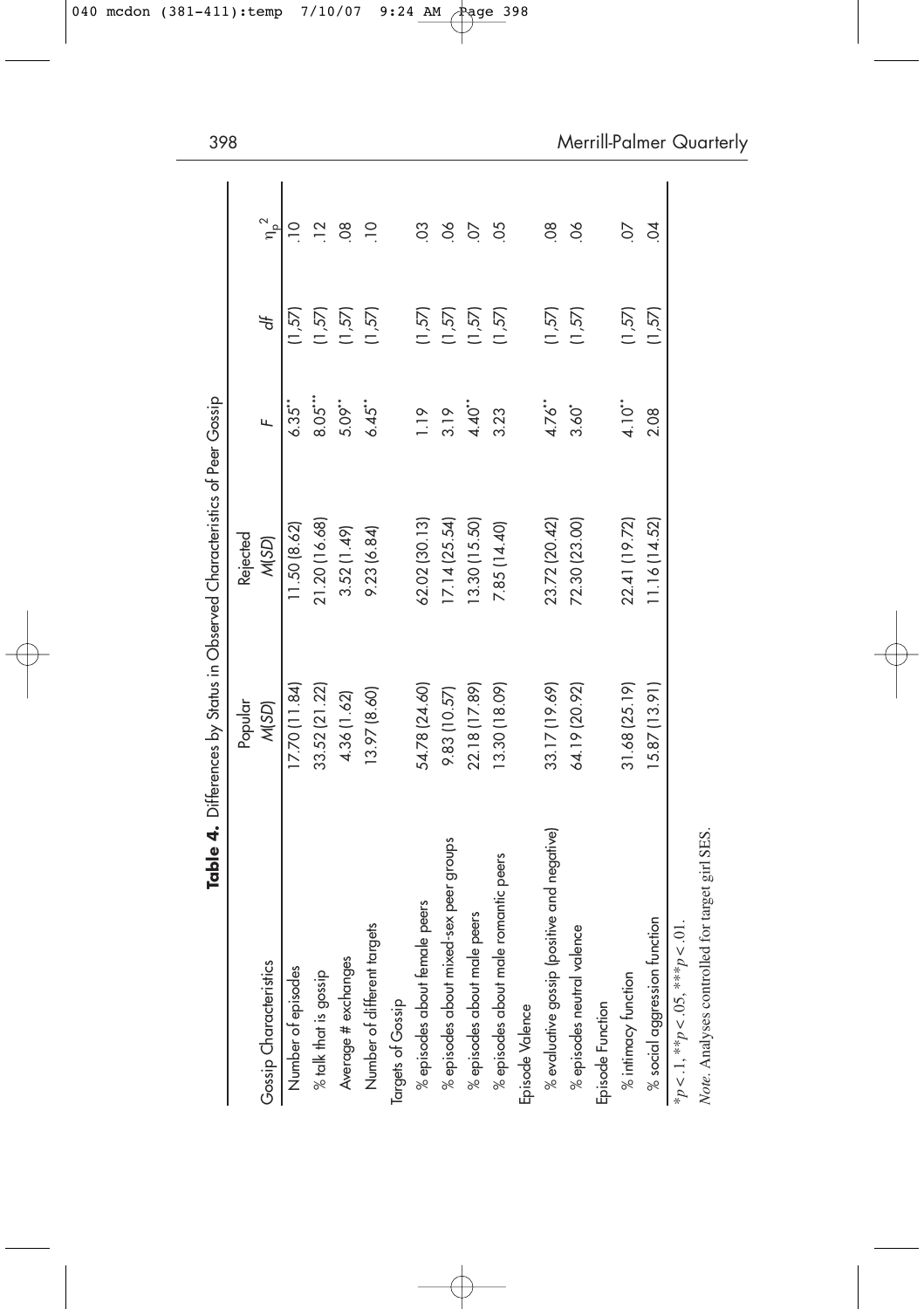**Table 4.** Differences by Status in Observed Characteristics of Peer Gossip

| Gossip Characteristics | Popular $M(SD)$ | Rejected $M(SD)$ | $F$ | $df$ | $\eta_p^2$ |
|---|---|---|---|---|---|
| Number of episodes | 17.70 (11.84) | 11.50 (8.62) | 6.35** | (1,57) | .10 |
| % talk that is gossip | 33.52 (21.22) | 21.20 (16.68) | 8.05*** | (1,57) | .12 |
| Average # exchanges | 4.36 (1.62) | 3.52 (1.49) | 5.09** | (1,57) | .08 |
| Number of different targets | 13.97 (8.60) | 9.23 (6.84) | 6.45** | (1,57) | .10 |
| Targets of Gossip | | | | | |
| % episodes about female peers | 54.78 (24.60) | 62.02 (30.13) | 1.19 | (1,57) | .03 |
| % episodes about mixed-sex peer groups | 9.83 (10.57) | 17.14 (25.54) | 3.19 | (1,57) | .06 |
| % episodes about male peers | 22.18 (17.89) | 13.30 (15.50) | 4.40** | (1,57) | .07 |
| % episodes about male romantic peers | 13.30 (18.09) | 7.85 (14.40) | 3.23 | (1,57) | .05 |
| Episode Valence | | | | | |
| % evaluative gossip (positive and negative) | 33.17 (19.69) | 23.72 (20.42) | 4.76** | (1,57) | .08 |
| % episodes neutral valence | 64.19 (20.92) | 72.30 (23.00) | 3.60* | (1,57) | .06 |
| Episode Function | | | | | |
| % intimacy function | 31.68 (25.19) | 22.41 (19.72) | 4.10** | (1,57) | .07 |
| % social aggression function | 15.87 (13.91) | 11.16 (14.52) | 2.08 | (1,57) | .04 |

*$p < .1$, **$p < .05$, ***$p < .01$.

*Note*. Analyses controlled for target girl SES.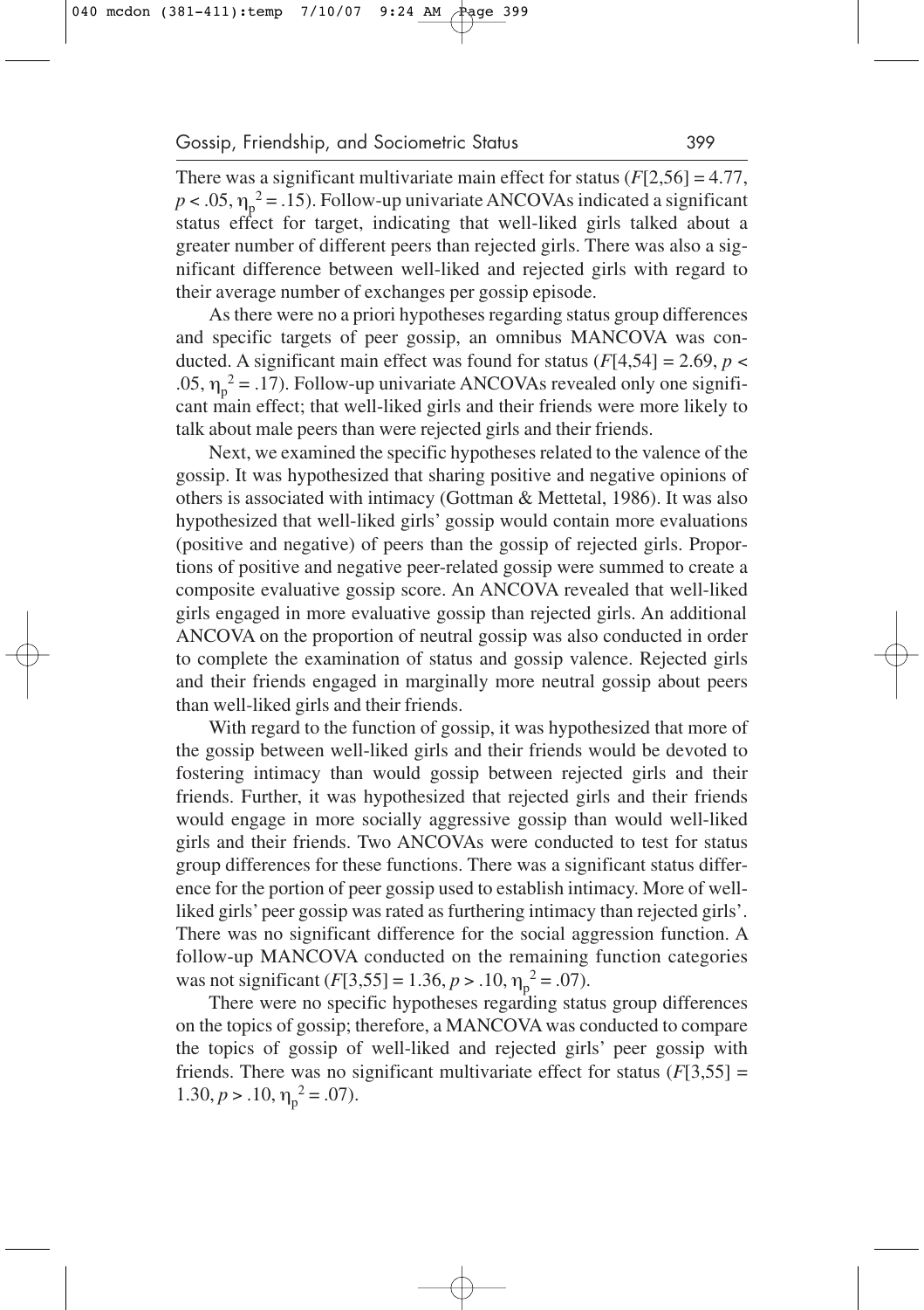There was a significant multivariate main effect for status ($F[2,56] = 4.77$, $p < .05$, $\eta_p^2 = .15$). Follow-up univariate ANCOVAs indicated a significant status effect for target, indicating that well-liked girls talked about a greater number of different peers than rejected girls. There was also a significant difference between well-liked and rejected girls with regard to their average number of exchanges per gossip episode.

As there were no a priori hypotheses regarding status group differences and specific targets of peer gossip, an omnibus MANCOVA was conducted. A significant main effect was found for status ($F[4,54] = 2.69$, $p < .05$, $\eta_p^2 = .17$). Follow-up univariate ANCOVAs revealed only one significant main effect; that well-liked girls and their friends were more likely to talk about male peers than were rejected girls and their friends.

Next, we examined the specific hypotheses related to the valence of the gossip. It was hypothesized that sharing positive and negative opinions of others is associated with intimacy (Gottman & Mettetal, 1986). It was also hypothesized that well-liked girls' gossip would contain more evaluations (positive and negative) of peers than the gossip of rejected girls. Proportions of positive and negative peer-related gossip were summed to create a composite evaluative gossip score. An ANCOVA revealed that well-liked girls engaged in more evaluative gossip than rejected girls. An additional ANCOVA on the proportion of neutral gossip was also conducted in order to complete the examination of status and gossip valence. Rejected girls and their friends engaged in marginally more neutral gossip about peers than well-liked girls and their friends.

With regard to the function of gossip, it was hypothesized that more of the gossip between well-liked girls and their friends would be devoted to fostering intimacy than would gossip between rejected girls and their friends. Further, it was hypothesized that rejected girls and their friends would engage in more socially aggressive gossip than would well-liked girls and their friends. Two ANCOVAs were conducted to test for status group differences for these functions. There was a significant status difference for the portion of peer gossip used to establish intimacy. More of well-liked girls' peer gossip was rated as furthering intimacy than rejected girls'. There was no significant difference for the social aggression function. A follow-up MANCOVA conducted on the remaining function categories was not significant ($F[3,55] = 1.36$, $p > .10$, $\eta_p^2 = .07$).

There were no specific hypotheses regarding status group differences on the topics of gossip; therefore, a MANCOVA was conducted to compare the topics of gossip of well-liked and rejected girls' peer gossip with friends. There was no significant multivariate effect for status ($F[3,55] = 1.30$, $p > .10$, $\eta_p^2 = .07$).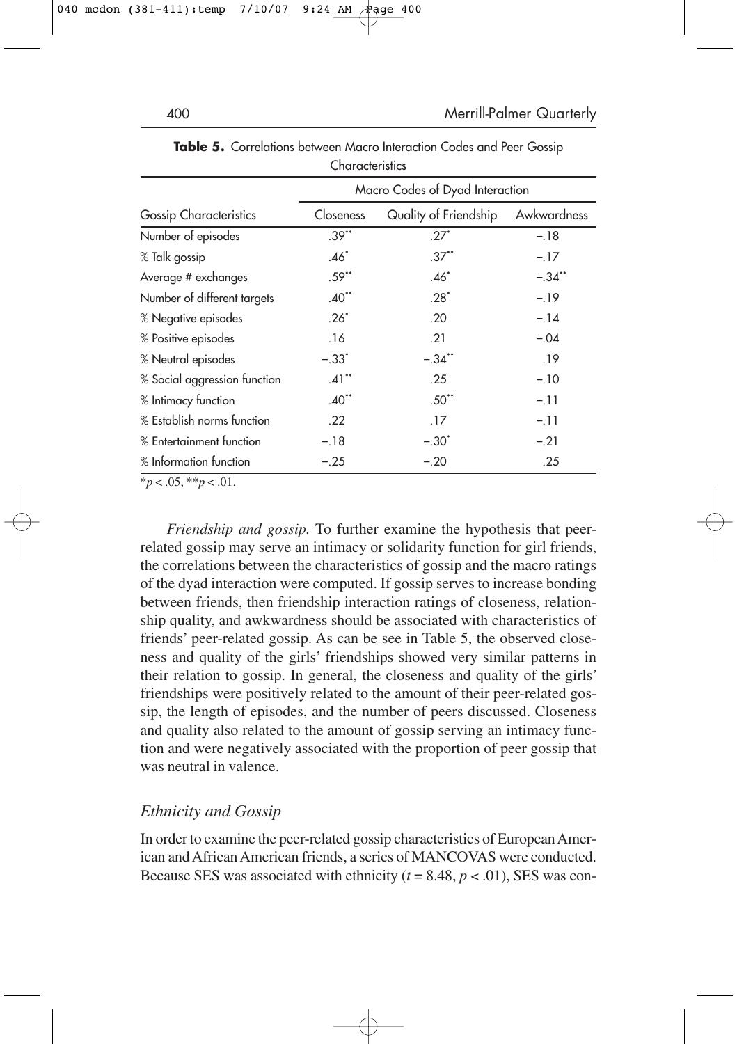**Table 5.** Correlations between Macro Interaction Codes and Peer Gossip Characteristics

| | Macro Codes of Dyad Interaction | | |
|---|---|---|---|
| Gossip Characteristics | Closeness | Quality of Friendship | Awkwardness |
| Number of episodes | .39** | .27* | −.18 |
| % Talk gossip | .46* | .37** | −.17 |
| Average # exchanges | .59** | .46* | −.34** |
| Number of different targets | .40** | .28* | −.19 |
| % Negative episodes | .26* | .20 | −.14 |
| % Positive episodes | .16 | .21 | −.04 |
| % Neutral episodes | −.33* | −.34** | .19 |
| % Social aggression function | .41** | .25 | −.10 |
| % Intimacy function | .40** | .50** | −.11 |
| % Establish norms function | .22 | .17 | −.11 |
| % Entertainment function | −.18 | −.30* | −.21 |
| % Information function | −.25 | −.20 | .25 |

*$p < .05$, **$p < .01$.

*Friendship and gossip.* To further examine the hypothesis that peer-related gossip may serve an intimacy or solidarity function for girl friends, the correlations between the characteristics of gossip and the macro ratings of the dyad interaction were computed. If gossip serves to increase bonding between friends, then friendship interaction ratings of closeness, relationship quality, and awkwardness should be associated with characteristics of friends' peer-related gossip. As can be see in Table 5, the observed closeness and quality of the girls' friendships showed very similar patterns in their relation to gossip. In general, the closeness and quality of the girls' friendships were positively related to the amount of their peer-related gossip, the length of episodes, and the number of peers discussed. Closeness and quality also related to the amount of gossip serving an intimacy function and were negatively associated with the proportion of peer gossip that was neutral in valence.

### *Ethnicity and Gossip*

In order to examine the peer-related gossip characteristics of European American and African American friends, a series of MANCOVAS were conducted. Because SES was associated with ethnicity ($t = 8.48$, $p < .01$), SES was con-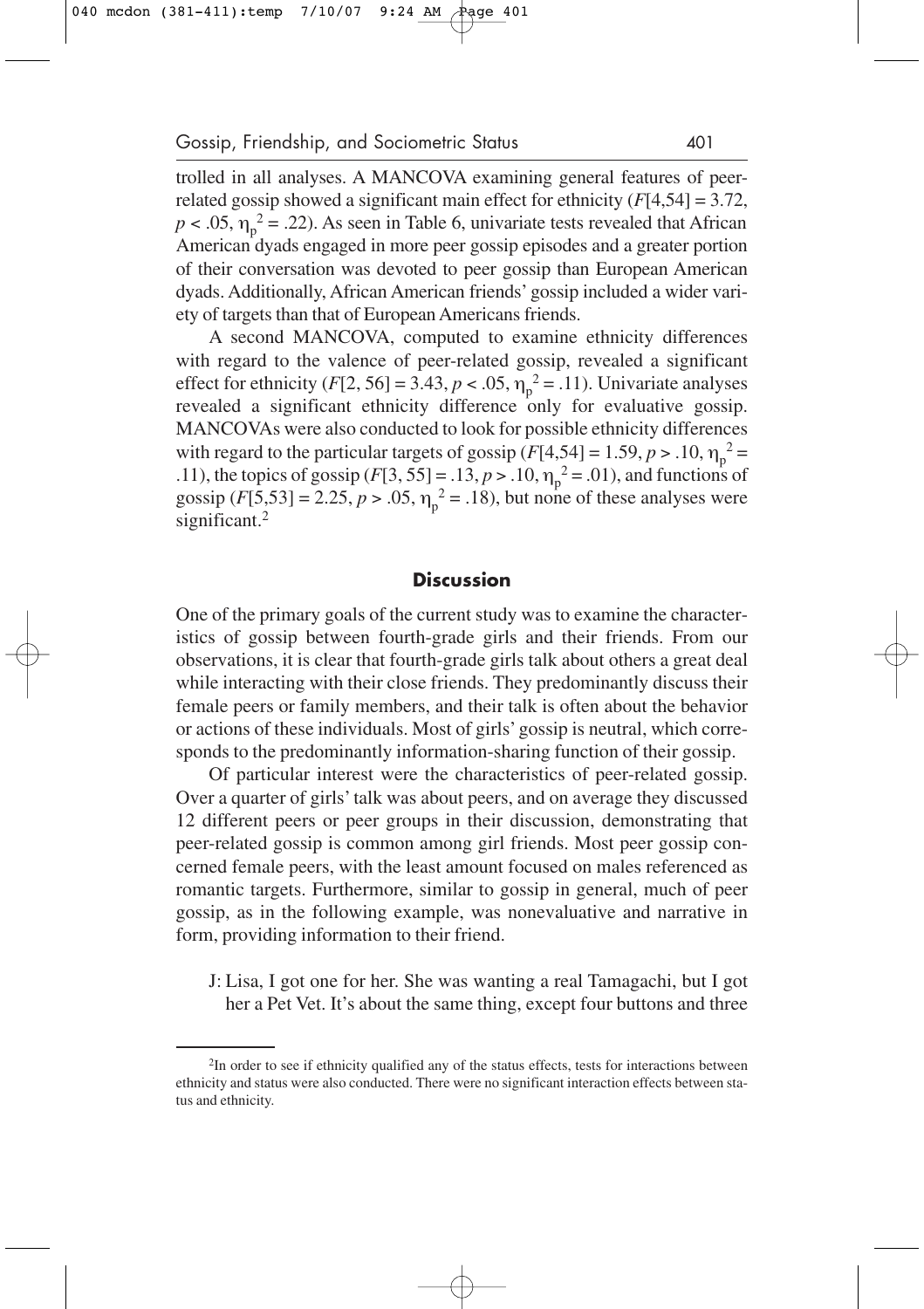trolled in all analyses. A MANCOVA examining general features of peer-related gossip showed a significant main effect for ethnicity ($F[4,54] = 3.72$, $p < .05$, $\eta_p^2 = .22$). As seen in Table 6, univariate tests revealed that African American dyads engaged in more peer gossip episodes and a greater portion of their conversation was devoted to peer gossip than European American dyads. Additionally, African American friends' gossip included a wider variety of targets than that of European Americans friends.

A second MANCOVA, computed to examine ethnicity differences with regard to the valence of peer-related gossip, revealed a significant effect for ethnicity ($F[2, 56] = 3.43$, $p < .05$, $\eta_p^2 = .11$). Univariate analyses revealed a significant ethnicity difference only for evaluative gossip. MANCOVAs were also conducted to look for possible ethnicity differences with regard to the particular targets of gossip ($F[4,54] = 1.59$, $p > .10$, $\eta_p^2 = .11$), the topics of gossip ($F[3, 55] = .13$, $p > .10$, $\eta_p^2 = .01$), and functions of gossip ($F[5,53] = 2.25$, $p > .05$, $\eta_p^2 = .18$), but none of these analyses were significant.[2]

## Discussion

One of the primary goals of the current study was to examine the characteristics of gossip between fourth-grade girls and their friends. From our observations, it is clear that fourth-grade girls talk about others a great deal while interacting with their close friends. They predominantly discuss their female peers or family members, and their talk is often about the behavior or actions of these individuals. Most of girls' gossip is neutral, which corresponds to the predominantly information-sharing function of their gossip.

Of particular interest were the characteristics of peer-related gossip. Over a quarter of girls' talk was about peers, and on average they discussed 12 different peers or peer groups in their discussion, demonstrating that peer-related gossip is common among girl friends. Most peer gossip concerned female peers, with the least amount focused on males referenced as romantic targets. Furthermore, similar to gossip in general, much of peer gossip, as in the following example, was nonevaluative and narrative in form, providing information to their friend.

> J: Lisa, I got one for her. She was wanting a real Tamagachi, but I got her a Pet Vet. It's about the same thing, except four buttons and three

---

[2]In order to see if ethnicity qualified any of the status effects, tests for interactions between ethnicity and status were also conducted. There were no significant interaction effects between status and ethnicity.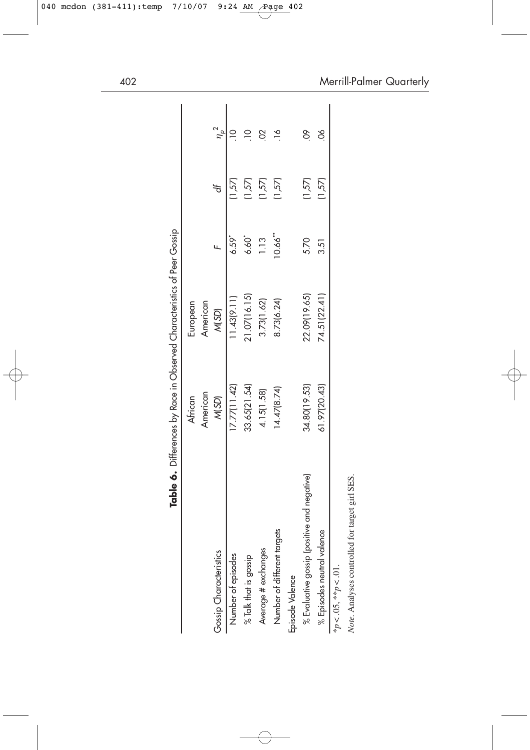**Table 6.** Differences by Race in Observed Characteristics of Peer Gossip

| Gossip Characteristics | African American $M(SD)$ | European American $M(SD)$ | $F$ | $df$ | $\eta_p^2$ |
|---|---|---|---|---|---|
| Number of episodes | 17.77(11.42) | 11.43(9.11) | 6.59* | (1,57) | .10 |
| % Talk that is gossip | 33.65(21.54) | 21.07(16.15) | 6.60* | (1,57) | .10 |
| Average # exchanges | 4.15(1.58) | 3.73(1.62) | 1.13 | (1,57) | .02 |
| Number of different targets | 14.47(8.74) | 8.73(6.24) | 10.66** | (1,57) | .16 |
| Episode Valence | | | | | |
| % Evaluative gossip (positive and negative) | 34.80(19.53) | 22.09(19.65) | 5.70 | (1,57) | .09 |
| % Episodes neutral valence | 61.97(20.43) | 74.51(22.41) | 3.51 | (1,57) | .06 |

*$p < .05$, **$p < .01$.

*Note*. Analyses controlled for target girl SES.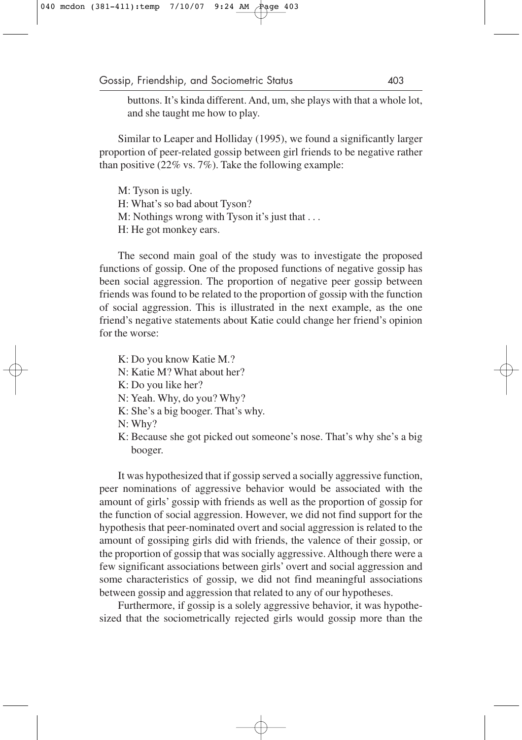> buttons. It's kinda different. And, um, she plays with that a whole lot, and she taught me how to play.

Similar to Leaper and Holliday (1995), we found a significantly larger proportion of peer-related gossip between girl friends to be negative rather than positive (22% vs. 7%). Take the following example:

> M: Tyson is ugly.
> H: What's so bad about Tyson?
> M: Nothings wrong with Tyson it's just that . . .
> H: He got monkey ears.

The second main goal of the study was to investigate the proposed functions of gossip. One of the proposed functions of negative gossip has been social aggression. The proportion of negative peer gossip between friends was found to be related to the proportion of gossip with the function of social aggression. This is illustrated in the next example, as the one friend's negative statements about Katie could change her friend's opinion for the worse:

> K: Do you know Katie M.?
> N: Katie M? What about her?
> K: Do you like her?
> N: Yeah. Why, do you? Why?
> K: She's a big booger. That's why.
> N: Why?
> K: Because she got picked out someone's nose. That's why she's a big booger.

It was hypothesized that if gossip served a socially aggressive function, peer nominations of aggressive behavior would be associated with the amount of girls' gossip with friends as well as the proportion of gossip for the function of social aggression. However, we did not find support for the hypothesis that peer-nominated overt and social aggression is related to the amount of gossiping girls did with friends, the valence of their gossip, or the proportion of gossip that was socially aggressive. Although there were a few significant associations between girls' overt and social aggression and some characteristics of gossip, we did not find meaningful associations between gossip and aggression that related to any of our hypotheses.

Furthermore, if gossip is a solely aggressive behavior, it was hypothesized that the sociometrically rejected girls would gossip more than the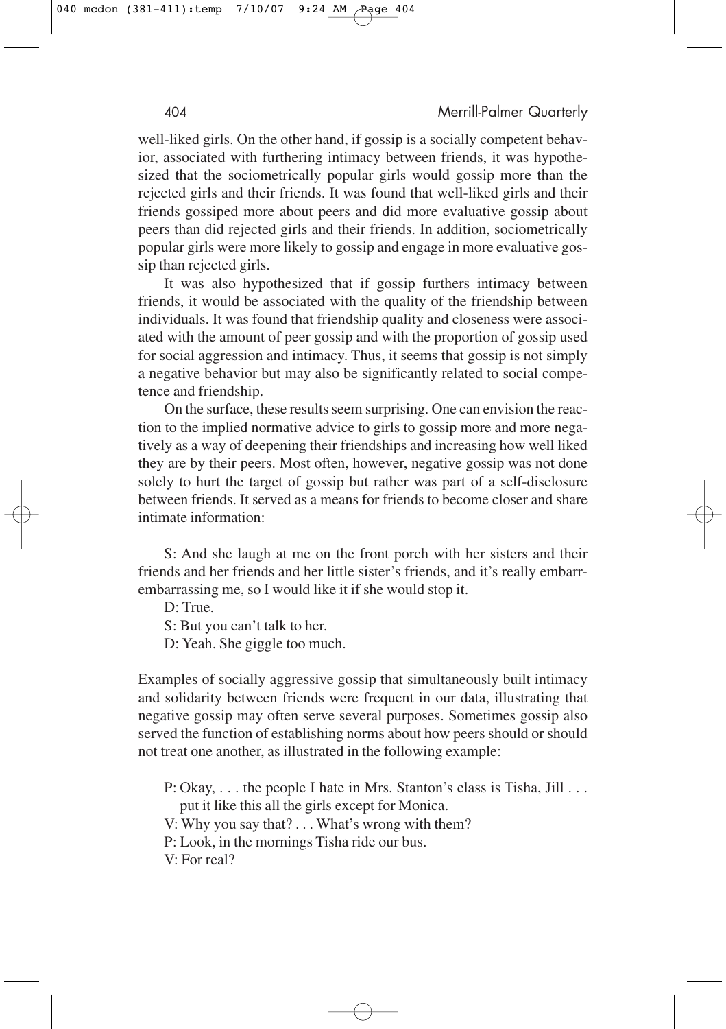well-liked girls. On the other hand, if gossip is a socially competent behavior, associated with furthering intimacy between friends, it was hypothesized that the sociometrically popular girls would gossip more than the rejected girls and their friends. It was found that well-liked girls and their friends gossiped more about peers and did more evaluative gossip about peers than did rejected girls and their friends. In addition, sociometrically popular girls were more likely to gossip and engage in more evaluative gossip than rejected girls.

It was also hypothesized that if gossip furthers intimacy between friends, it would be associated with the quality of the friendship between individuals. It was found that friendship quality and closeness were associated with the amount of peer gossip and with the proportion of gossip used for social aggression and intimacy. Thus, it seems that gossip is not simply a negative behavior but may also be significantly related to social competence and friendship.

On the surface, these results seem surprising. One can envision the reaction to the implied normative advice to girls to gossip more and more negatively as a way of deepening their friendships and increasing how well liked they are by their peers. Most often, however, negative gossip was not done solely to hurt the target of gossip but rather was part of a self-disclosure between friends. It served as a means for friends to become closer and share intimate information:

> S: And she laugh at me on the front porch with her sisters and their friends and her friends and her little sister's friends, and it's really embarr-embarrassing me, so I would like it if she would stop it.
>
> D: True.
>
> S: But you can't talk to her.
>
> D: Yeah. She giggle too much.

Examples of socially aggressive gossip that simultaneously built intimacy and solidarity between friends were frequent in our data, illustrating that negative gossip may often serve several purposes. Sometimes gossip also served the function of establishing norms about how peers should or should not treat one another, as illustrated in the following example:

> P: Okay, . . . the people I hate in Mrs. Stanton's class is Tisha, Jill . . . put it like this all the girls except for Monica.
>
> V: Why you say that? . . . What's wrong with them?
>
> P: Look, in the mornings Tisha ride our bus.
>
> V: For real?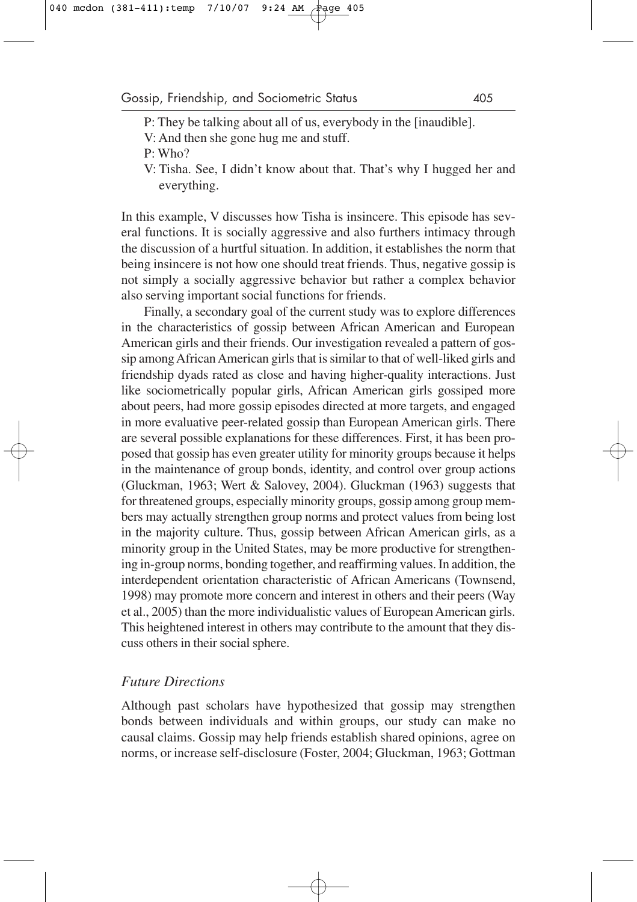P: They be talking about all of us, everybody in the [inaudible].  
V: And then she gone hug me and stuff.  
P: Who?  
V: Tisha. See, I didn't know about that. That's why I hugged her and everything.

In this example, V discusses how Tisha is insincere. This episode has several functions. It is socially aggressive and also furthers intimacy through the discussion of a hurtful situation. In addition, it establishes the norm that being insincere is not how one should treat friends. Thus, negative gossip is not simply a socially aggressive behavior but rather a complex behavior also serving important social functions for friends.

Finally, a secondary goal of the current study was to explore differences in the characteristics of gossip between African American and European American girls and their friends. Our investigation revealed a pattern of gossip among African American girls that is similar to that of well-liked girls and friendship dyads rated as close and having higher-quality interactions. Just like sociometrically popular girls, African American girls gossiped more about peers, had more gossip episodes directed at more targets, and engaged in more evaluative peer-related gossip than European American girls. There are several possible explanations for these differences. First, it has been proposed that gossip has even greater utility for minority groups because it helps in the maintenance of group bonds, identity, and control over group actions (Gluckman, 1963; Wert & Salovey, 2004). Gluckman (1963) suggests that for threatened groups, especially minority groups, gossip among group members may actually strengthen group norms and protect values from being lost in the majority culture. Thus, gossip between African American girls, as a minority group in the United States, may be more productive for strengthening in-group norms, bonding together, and reaffirming values. In addition, the interdependent orientation characteristic of African Americans (Townsend, 1998) may promote more concern and interest in others and their peers (Way et al., 2005) than the more individualistic values of European American girls. This heightened interest in others may contribute to the amount that they discuss others in their social sphere.

### *Future Directions*

Although past scholars have hypothesized that gossip may strengthen bonds between individuals and within groups, our study can make no causal claims. Gossip may help friends establish shared opinions, agree on norms, or increase self-disclosure (Foster, 2004; Gluckman, 1963; Gottman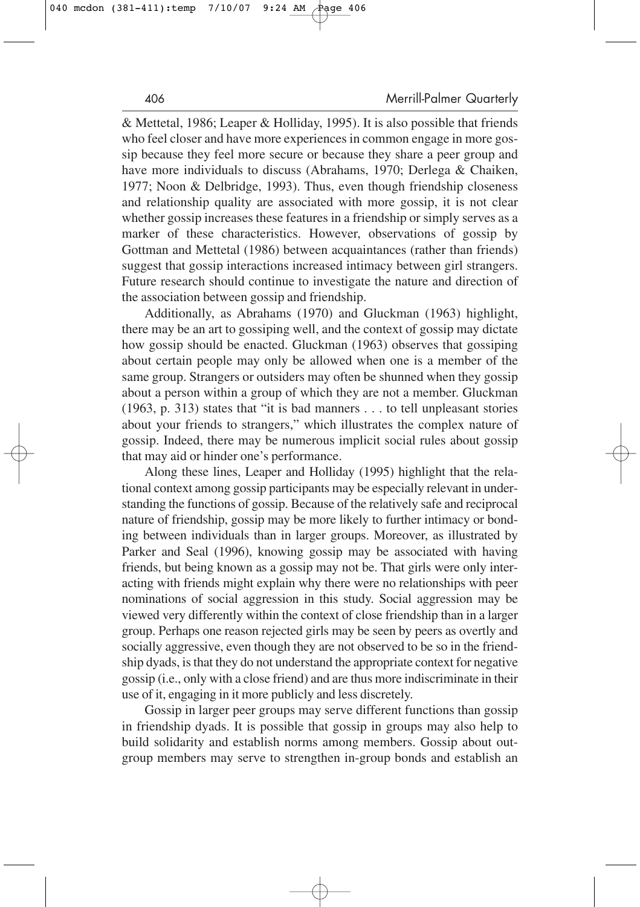& Mettetal, 1986; Leaper & Holliday, 1995). It is also possible that friends who feel closer and have more experiences in common engage in more gossip because they feel more secure or because they share a peer group and have more individuals to discuss (Abrahams, 1970; Derlega & Chaiken, 1977; Noon & Delbridge, 1993). Thus, even though friendship closeness and relationship quality are associated with more gossip, it is not clear whether gossip increases these features in a friendship or simply serves as a marker of these characteristics. However, observations of gossip by Gottman and Mettetal (1986) between acquaintances (rather than friends) suggest that gossip interactions increased intimacy between girl strangers. Future research should continue to investigate the nature and direction of the association between gossip and friendship.

Additionally, as Abrahams (1970) and Gluckman (1963) highlight, there may be an art to gossiping well, and the context of gossip may dictate how gossip should be enacted. Gluckman (1963) observes that gossiping about certain people may only be allowed when one is a member of the same group. Strangers or outsiders may often be shunned when they gossip about a person within a group of which they are not a member. Gluckman (1963, p. 313) states that "it is bad manners . . . to tell unpleasant stories about your friends to strangers," which illustrates the complex nature of gossip. Indeed, there may be numerous implicit social rules about gossip that may aid or hinder one's performance.

Along these lines, Leaper and Holliday (1995) highlight that the relational context among gossip participants may be especially relevant in understanding the functions of gossip. Because of the relatively safe and reciprocal nature of friendship, gossip may be more likely to further intimacy or bonding between individuals than in larger groups. Moreover, as illustrated by Parker and Seal (1996), knowing gossip may be associated with having friends, but being known as a gossip may not be. That girls were only interacting with friends might explain why there were no relationships with peer nominations of social aggression in this study. Social aggression may be viewed very differently within the context of close friendship than in a larger group. Perhaps one reason rejected girls may be seen by peers as overtly and socially aggressive, even though they are not observed to be so in the friendship dyads, is that they do not understand the appropriate context for negative gossip (i.e., only with a close friend) and are thus more indiscriminate in their use of it, engaging in it more publicly and less discretely.

Gossip in larger peer groups may serve different functions than gossip in friendship dyads. It is possible that gossip in groups may also help to build solidarity and establish norms among members. Gossip about outgroup members may serve to strengthen in-group bonds and establish an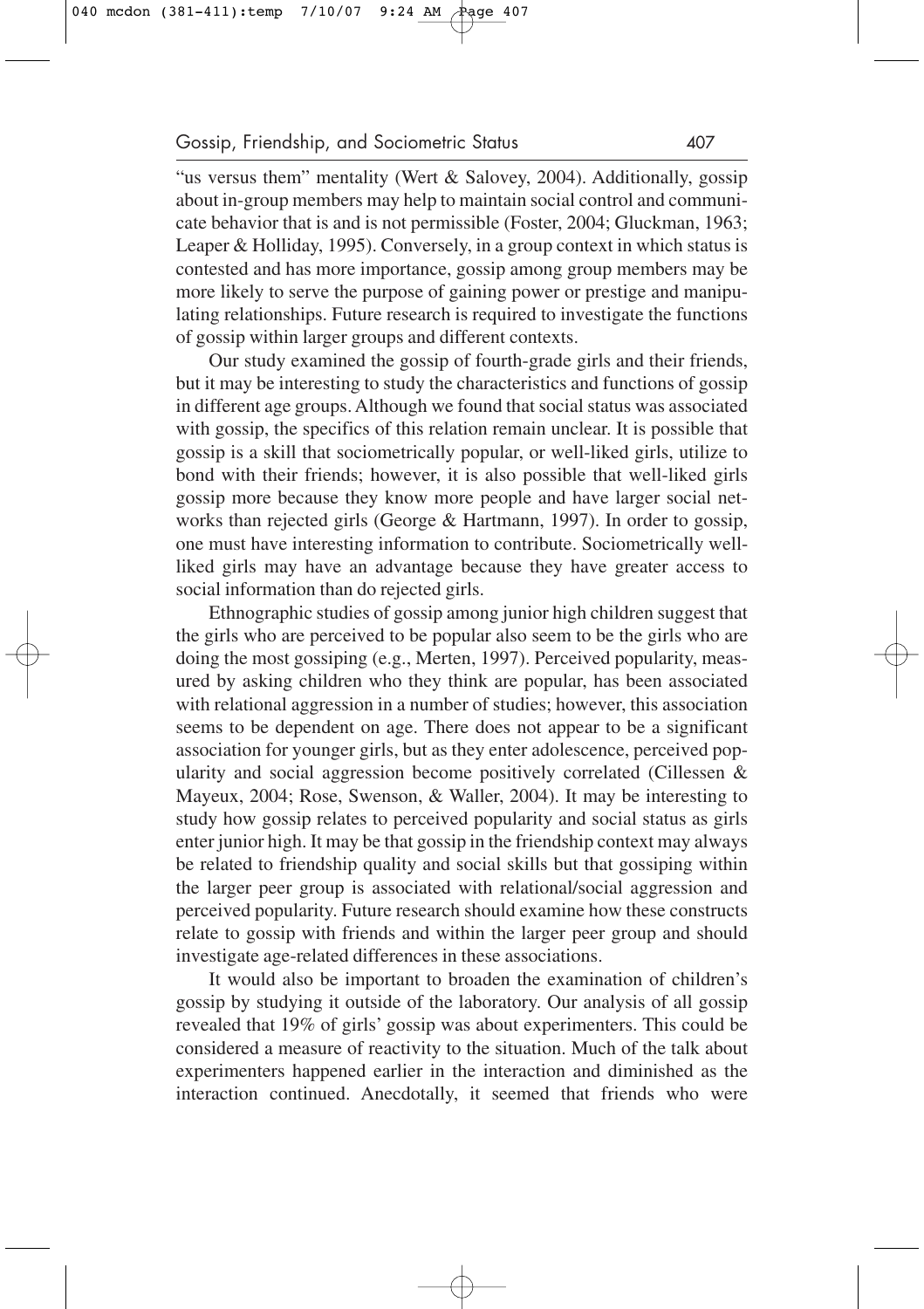"us versus them" mentality (Wert & Salovey, 2004). Additionally, gossip about in-group members may help to maintain social control and communicate behavior that is and is not permissible (Foster, 2004; Gluckman, 1963; Leaper & Holliday, 1995). Conversely, in a group context in which status is contested and has more importance, gossip among group members may be more likely to serve the purpose of gaining power or prestige and manipulating relationships. Future research is required to investigate the functions of gossip within larger groups and different contexts.

Our study examined the gossip of fourth-grade girls and their friends, but it may be interesting to study the characteristics and functions of gossip in different age groups. Although we found that social status was associated with gossip, the specifics of this relation remain unclear. It is possible that gossip is a skill that sociometrically popular, or well-liked girls, utilize to bond with their friends; however, it is also possible that well-liked girls gossip more because they know more people and have larger social networks than rejected girls (George & Hartmann, 1997). In order to gossip, one must have interesting information to contribute. Sociometrically well-liked girls may have an advantage because they have greater access to social information than do rejected girls.

Ethnographic studies of gossip among junior high children suggest that the girls who are perceived to be popular also seem to be the girls who are doing the most gossiping (e.g., Merten, 1997). Perceived popularity, measured by asking children who they think are popular, has been associated with relational aggression in a number of studies; however, this association seems to be dependent on age. There does not appear to be a significant association for younger girls, but as they enter adolescence, perceived popularity and social aggression become positively correlated (Cillessen & Mayeux, 2004; Rose, Swenson, & Waller, 2004). It may be interesting to study how gossip relates to perceived popularity and social status as girls enter junior high. It may be that gossip in the friendship context may always be related to friendship quality and social skills but that gossiping within the larger peer group is associated with relational/social aggression and perceived popularity. Future research should examine how these constructs relate to gossip with friends and within the larger peer group and should investigate age-related differences in these associations.

It would also be important to broaden the examination of children's gossip by studying it outside of the laboratory. Our analysis of all gossip revealed that 19% of girls' gossip was about experimenters. This could be considered a measure of reactivity to the situation. Much of the talk about experimenters happened earlier in the interaction and diminished as the interaction continued. Anecdotally, it seemed that friends who were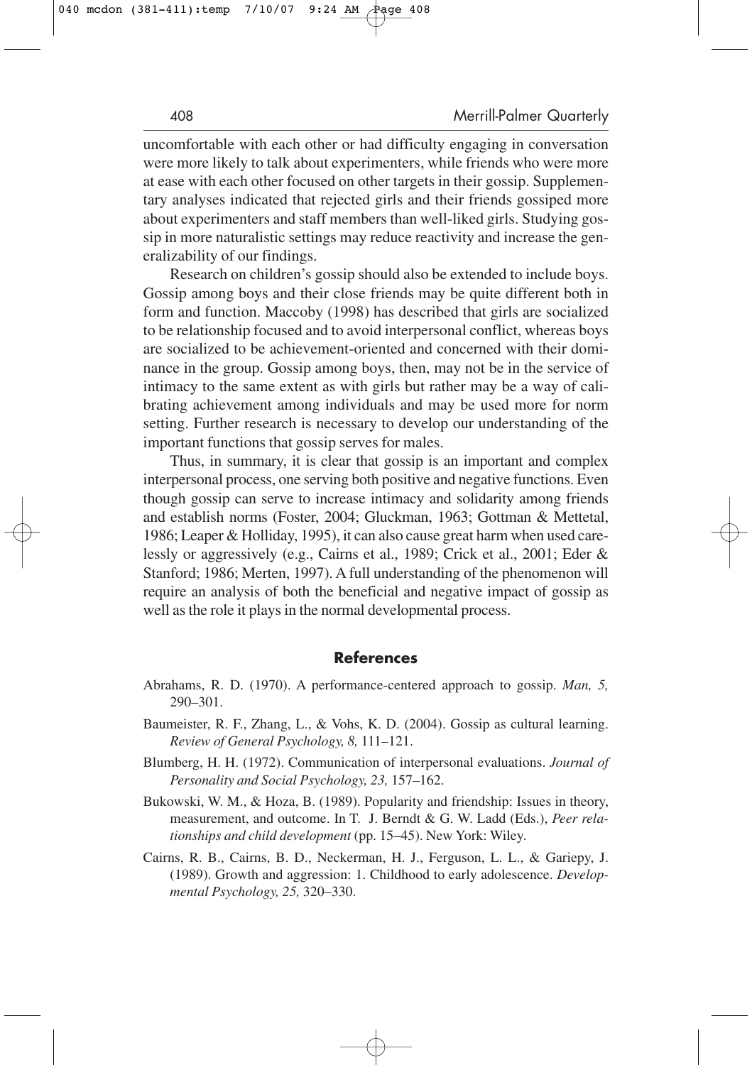uncomfortable with each other or had difficulty engaging in conversation were more likely to talk about experimenters, while friends who were more at ease with each other focused on other targets in their gossip. Supplementary analyses indicated that rejected girls and their friends gossiped more about experimenters and staff members than well-liked girls. Studying gossip in more naturalistic settings may reduce reactivity and increase the generalizability of our findings.

Research on children's gossip should also be extended to include boys. Gossip among boys and their close friends may be quite different both in form and function. Maccoby (1998) has described that girls are socialized to be relationship focused and to avoid interpersonal conflict, whereas boys are socialized to be achievement-oriented and concerned with their dominance in the group. Gossip among boys, then, may not be in the service of intimacy to the same extent as with girls but rather may be a way of calibrating achievement among individuals and may be used more for norm setting. Further research is necessary to develop our understanding of the important functions that gossip serves for males.

Thus, in summary, it is clear that gossip is an important and complex interpersonal process, one serving both positive and negative functions. Even though gossip can serve to increase intimacy and solidarity among friends and establish norms (Foster, 2004; Gluckman, 1963; Gottman & Mettetal, 1986; Leaper & Holliday, 1995), it can also cause great harm when used carelessly or aggressively (e.g., Cairns et al., 1989; Crick et al., 2001; Eder & Stanford; 1986; Merten, 1997). A full understanding of the phenomenon will require an analysis of both the beneficial and negative impact of gossip as well as the role it plays in the normal developmental process.

## References

Abrahams, R. D. (1970). A performance-centered approach to gossip. *Man, 5,* 290–301.

Baumeister, R. F., Zhang, L., & Vohs, K. D. (2004). Gossip as cultural learning. *Review of General Psychology, 8,* 111–121.

Blumberg, H. H. (1972). Communication of interpersonal evaluations. *Journal of Personality and Social Psychology, 23,* 157–162.

Bukowski, W. M., & Hoza, B. (1989). Popularity and friendship: Issues in theory, measurement, and outcome. In T. J. Berndt & G. W. Ladd (Eds.), *Peer relationships and child development* (pp. 15–45). New York: Wiley.

Cairns, R. B., Cairns, B. D., Neckerman, H. J., Ferguson, L. L., & Gariepy, J. (1989). Growth and aggression: 1. Childhood to early adolescence. *Developmental Psychology, 25,* 320–330.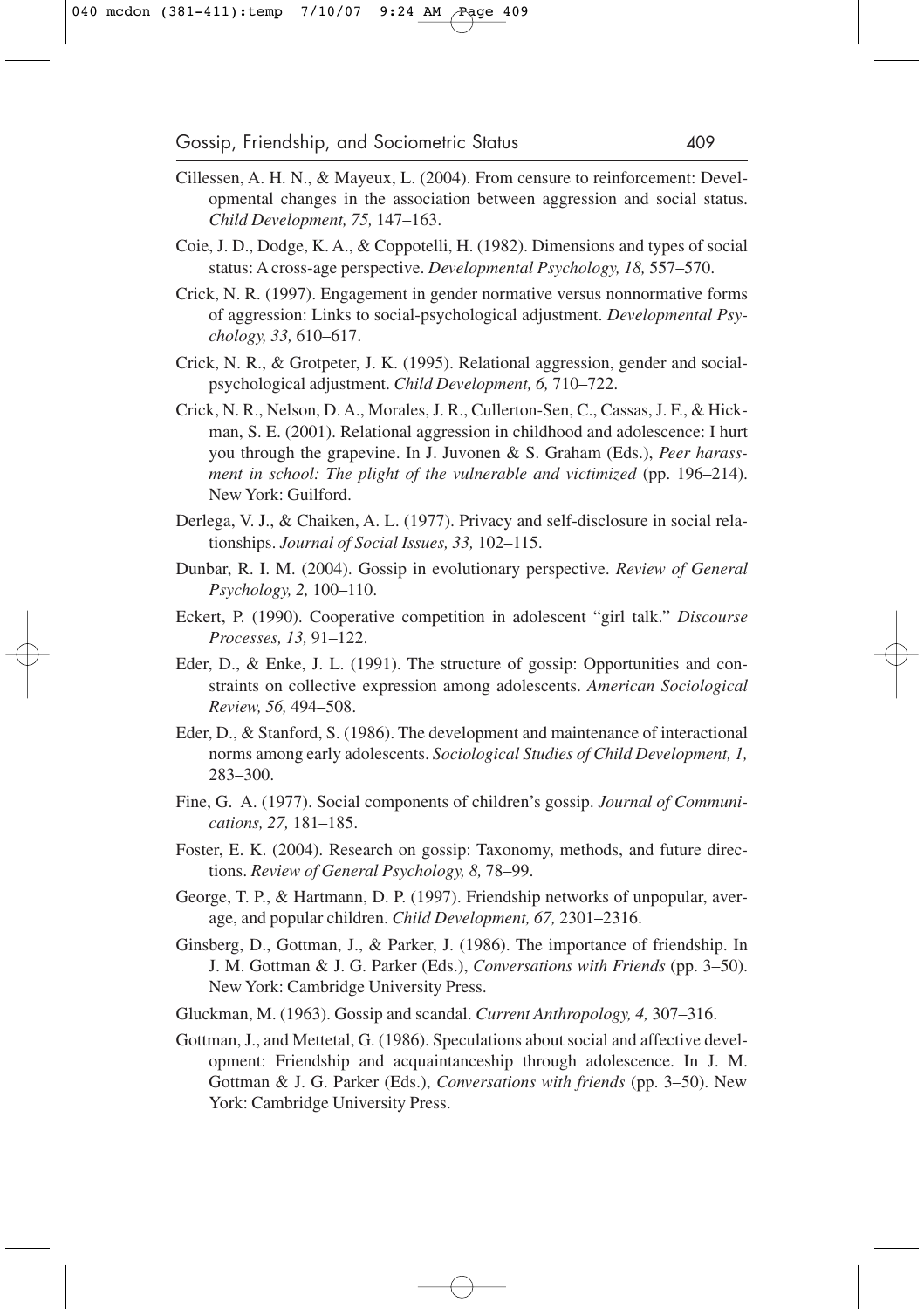Cillessen, A. H. N., & Mayeux, L. (2004). From censure to reinforcement: Developmental changes in the association between aggression and social status. *Child Development, 75,* 147–163.

Coie, J. D., Dodge, K. A., & Coppotelli, H. (1982). Dimensions and types of social status: A cross-age perspective. *Developmental Psychology, 18,* 557–570.

Crick, N. R. (1997). Engagement in gender normative versus nonnormative forms of aggression: Links to social-psychological adjustment. *Developmental Psychology, 33,* 610–617.

Crick, N. R., & Grotpeter, J. K. (1995). Relational aggression, gender and social-psychological adjustment. *Child Development, 6,* 710–722.

Crick, N. R., Nelson, D. A., Morales, J. R., Cullerton-Sen, C., Cassas, J. F., & Hickman, S. E. (2001). Relational aggression in childhood and adolescence: I hurt you through the grapevine. In J. Juvonen & S. Graham (Eds.), *Peer harassment in school: The plight of the vulnerable and victimized* (pp. 196–214). New York: Guilford.

Derlega, V. J., & Chaiken, A. L. (1977). Privacy and self-disclosure in social relationships. *Journal of Social Issues, 33,* 102–115.

Dunbar, R. I. M. (2004). Gossip in evolutionary perspective. *Review of General Psychology, 2,* 100–110.

Eckert, P. (1990). Cooperative competition in adolescent "girl talk." *Discourse Processes, 13,* 91–122.

Eder, D., & Enke, J. L. (1991). The structure of gossip: Opportunities and constraints on collective expression among adolescents. *American Sociological Review, 56,* 494–508.

Eder, D., & Stanford, S. (1986). The development and maintenance of interactional norms among early adolescents. *Sociological Studies of Child Development, 1,* 283–300.

Fine, G. A. (1977). Social components of children's gossip. *Journal of Communications, 27,* 181–185.

Foster, E. K. (2004). Research on gossip: Taxonomy, methods, and future directions. *Review of General Psychology, 8,* 78–99.

George, T. P., & Hartmann, D. P. (1997). Friendship networks of unpopular, average, and popular children. *Child Development, 67,* 2301–2316.

Ginsberg, D., Gottman, J., & Parker, J. (1986). The importance of friendship. In J. M. Gottman & J. G. Parker (Eds.), *Conversations with Friends* (pp. 3–50). New York: Cambridge University Press.

Gluckman, M. (1963). Gossip and scandal. *Current Anthropology, 4,* 307–316.

Gottman, J., and Mettetal, G. (1986). Speculations about social and affective development: Friendship and acquaintanceship through adolescence. In J. M. Gottman & J. G. Parker (Eds.), *Conversations with friends* (pp. 3–50). New York: Cambridge University Press.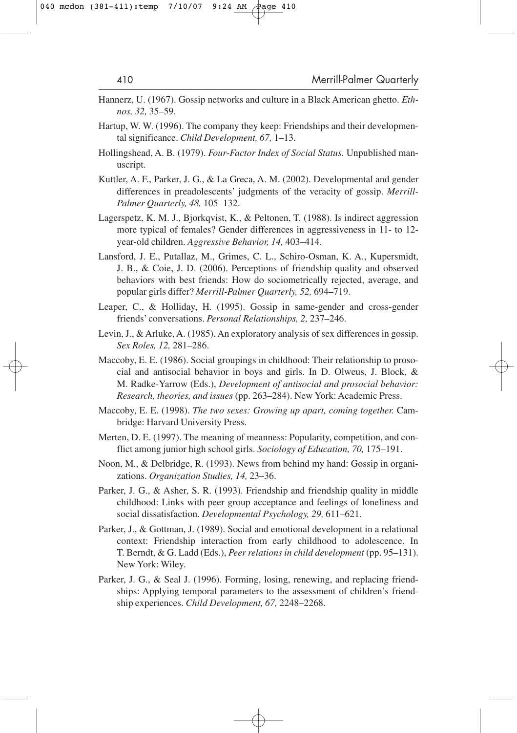Hannerz, U. (1967). Gossip networks and culture in a Black American ghetto. *Ethnos, 32,* 35–59.

Hartup, W. W. (1996). The company they keep: Friendships and their developmental significance. *Child Development, 67,* 1–13.

Hollingshead, A. B. (1979). *Four-Factor Index of Social Status.* Unpublished manuscript.

Kuttler, A. F., Parker, J. G., & La Greca, A. M. (2002). Developmental and gender differences in preadolescents' judgments of the veracity of gossip. *Merrill-Palmer Quarterly, 48,* 105–132.

Lagerspetz, K. M. J., Bjorkqvist, K., & Peltonen, T. (1988). Is indirect aggression more typical of females? Gender differences in aggressiveness in 11- to 12-year-old children. *Aggressive Behavior, 14,* 403–414.

Lansford, J. E., Putallaz, M., Grimes, C. L., Schiro-Osman, K. A., Kupersmidt, J. B., & Coie, J. D. (2006). Perceptions of friendship quality and observed behaviors with best friends: How do sociometrically rejected, average, and popular girls differ? *Merrill-Palmer Quarterly, 52,* 694–719.

Leaper, C., & Holliday, H. (1995). Gossip in same-gender and cross-gender friends' conversations. *Personal Relationships, 2,* 237–246.

Levin, J., & Arluke, A. (1985). An exploratory analysis of sex differences in gossip. *Sex Roles, 12,* 281–286.

Maccoby, E. E. (1986). Social groupings in childhood: Their relationship to prosocial and antisocial behavior in boys and girls. In D. Olweus, J. Block, & M. Radke-Yarrow (Eds.), *Development of antisocial and prosocial behavior: Research, theories, and issues* (pp. 263–284). New York: Academic Press.

Maccoby, E. E. (1998). *The two sexes: Growing up apart, coming together.* Cambridge: Harvard University Press.

Merten, D. E. (1997). The meaning of meanness: Popularity, competition, and conflict among junior high school girls. *Sociology of Education, 70,* 175–191.

Noon, M., & Delbridge, R. (1993). News from behind my hand: Gossip in organizations. *Organization Studies, 14,* 23–36.

Parker, J. G., & Asher, S. R. (1993). Friendship and friendship quality in middle childhood: Links with peer group acceptance and feelings of loneliness and social dissatisfaction. *Developmental Psychology, 29,* 611–621.

Parker, J., & Gottman, J. (1989). Social and emotional development in a relational context: Friendship interaction from early childhood to adolescence. In T. Berndt, & G. Ladd (Eds.), *Peer relations in child development* (pp. 95–131). New York: Wiley.

Parker, J. G., & Seal J. (1996). Forming, losing, renewing, and replacing friendships: Applying temporal parameters to the assessment of children's friendship experiences. *Child Development, 67,* 2248–2268.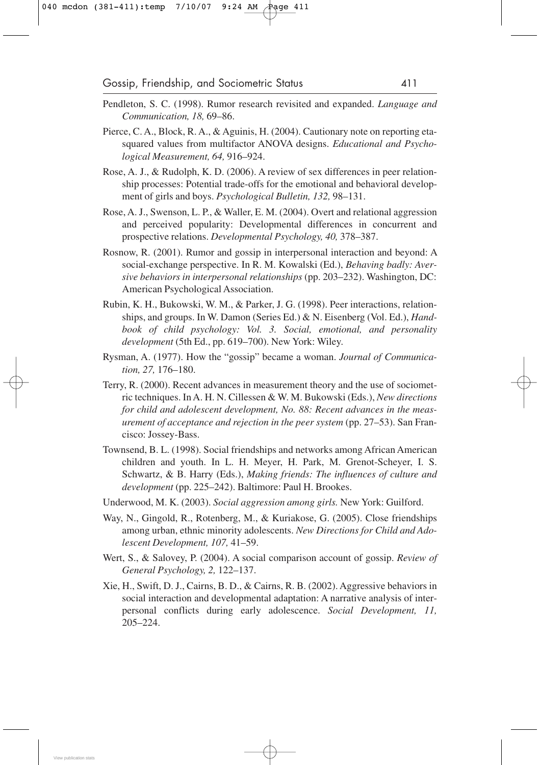Pendleton, S. C. (1998). Rumor research revisited and expanded. *Language and Communication, 18,* 69–86.

Pierce, C. A., Block, R. A., & Aguinis, H. (2004). Cautionary note on reporting eta-squared values from multifactor ANOVA designs. *Educational and Psychological Measurement, 64,* 916–924.

Rose, A. J., & Rudolph, K. D. (2006). A review of sex differences in peer relationship processes: Potential trade-offs for the emotional and behavioral development of girls and boys. *Psychological Bulletin, 132,* 98–131.

Rose, A. J., Swenson, L. P., & Waller, E. M. (2004). Overt and relational aggression and perceived popularity: Developmental differences in concurrent and prospective relations. *Developmental Psychology, 40,* 378–387.

Rosnow, R. (2001). Rumor and gossip in interpersonal interaction and beyond: A social-exchange perspective. In R. M. Kowalski (Ed.), *Behaving badly: Aversive behaviors in interpersonal relationships* (pp. 203–232). Washington, DC: American Psychological Association.

Rubin, K. H., Bukowski, W. M., & Parker, J. G. (1998). Peer interactions, relationships, and groups. In W. Damon (Series Ed.) & N. Eisenberg (Vol. Ed.), *Handbook of child psychology: Vol. 3. Social, emotional, and personality development* (5th Ed., pp. 619–700). New York: Wiley.

Rysman, A. (1977). How the "gossip" became a woman. *Journal of Communication, 27,* 176–180.

Terry, R. (2000). Recent advances in measurement theory and the use of sociometric techniques. In A. H. N. Cillessen & W. M. Bukowski (Eds.), *New directions for child and adolescent development, No. 88: Recent advances in the measurement of acceptance and rejection in the peer system* (pp. 27–53). San Francisco: Jossey-Bass.

Townsend, B. L. (1998). Social friendships and networks among African American children and youth. In L. H. Meyer, H. Park, M. Grenot-Scheyer, I. S. Schwartz, & B. Harry (Eds.), *Making friends: The influences of culture and development* (pp. 225–242). Baltimore: Paul H. Brookes.

Underwood, M. K. (2003). *Social aggression among girls.* New York: Guilford.

Way, N., Gingold, R., Rotenberg, M., & Kuriakose, G. (2005). Close friendships among urban, ethnic minority adolescents. *New Directions for Child and Adolescent Development, 107,* 41–59.

Wert, S., & Salovey, P. (2004). A social comparison account of gossip. *Review of General Psychology, 2,* 122–137.

Xie, H., Swift, D. J., Cairns, B. D., & Cairns, R. B. (2002). Aggressive behaviors in social interaction and developmental adaptation: A narrative analysis of interpersonal conflicts during early adolescence. *Social Development, 11,* 205–224.